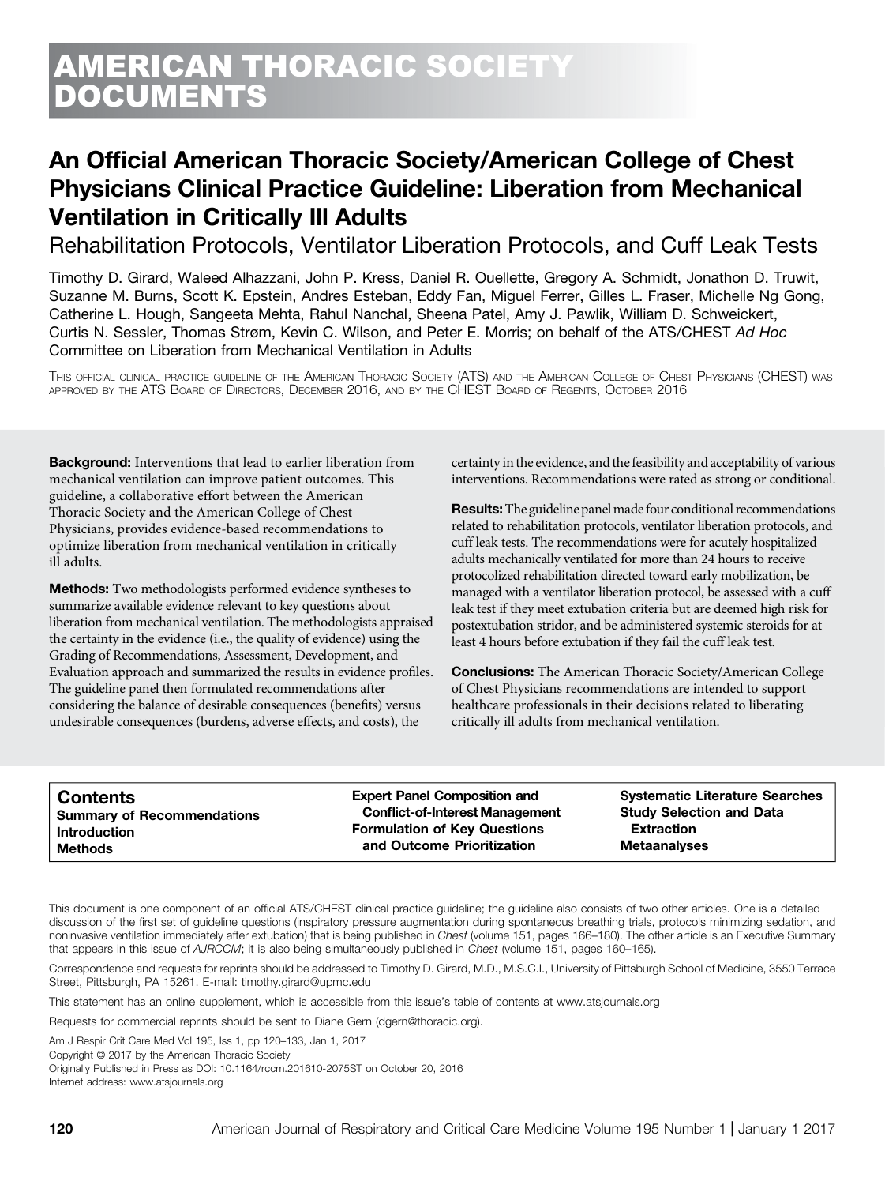# AMERICAN THORACIC SOCIETY DOCUMENTS

## An Official American Thoracic Society/American College of Chest Physicians Clinical Practice Guideline: Liberation from Mechanical Ventilation in Critically Ill Adults

### Rehabilitation Protocols, Ventilator Liberation Protocols, and Cuff Leak Tests

Timothy D. Girard, Waleed Alhazzani, John P. Kress, Daniel R. Ouellette, Gregory A. Schmidt, Jonathon D. Truwit, Suzanne M. Burns, Scott K. Epstein, Andres Esteban, Eddy Fan, Miguel Ferrer, Gilles L. Fraser, Michelle Ng Gong, Catherine L. Hough, Sangeeta Mehta, Rahul Nanchal, Sheena Patel, Amy J. Pawlik, William D. Schweickert, Curtis N. Sessler, Thomas Strøm, Kevin C. Wilson, and Peter E. Morris; on behalf of the ATS/CHEST *Ad Hoc* Committee on Liberation from Mechanical Ventilation in Adults

This official clinical practice guideline of the American Thoracic Society (ATS) and the American College of Chest Physicians (CHEST) was approved by the ATS Board of Directors, December 2016, and by the CHEST Board of Regents, October 2016

**Background:** Interventions that lead to earlier liberation from mechanical ventilation can improve patient outcomes. This guideline, a collaborative effort between the American Thoracic Society and the American College of Chest Physicians, provides evidence-based recommendations to optimize liberation from mechanical ventilation in critically ill adults.

**Methods:** Two methodologists performed evidence syntheses to summarize available evidence relevant to key questions about liberation from mechanical ventilation. The methodologists appraised the certainty in the evidence (i.e., the quality of evidence) using the Grading of Recommendations, Assessment, Development, and Evaluation approach and summarized the results in evidence profiles. The guideline panel then formulated recommendations after considering the balance of desirable consequences (benefits) versus undesirable consequences (burdens, adverse effects, and costs), the certainty in the evidence, and the feasibility and acceptability of various interventions. Recommendations were rated as strong or conditional.

**Results:** The guideline panel made four conditional recommendations related to rehabilitation protocols, ventilator liberation protocols, and cuff leak tests. The recommendations were for acutely hospitalized adults mechanically ventilated for more than 24 hours to receive protocolized rehabilitation directed toward early mobilization, be managed with a ventilator liberation protocol, be assessed with a cuff leak test if they meet extubation criteria but are deemed high risk for postextubation stridor, and be administered systemic steroids for at least 4 hours before extubation if they fail the cuff leak test.

**Conclusions:** The American Thoracic Society/American College of Chest Physicians recommendations are intended to support healthcare professionals in their decisions related to liberating critically ill adults from mechanical ventilation.

**Contents**
- **Summary of Recommendations**
- **Introduction**
- **Methods**
- **Expert Panel Composition and Conflict-of-Interest Management**
- **Formulation of Key Questions and Outcome Prioritization**
- **Systematic Literature Searches**
- **Study Selection and Data Extraction**
- **Metaanalyses**

This document is one component of an official ATS/CHEST clinical practice guideline; the guideline also consists of two other articles. One is a detailed discussion of the first set of guideline questions (inspiratory pressure augmentation during spontaneous breathing trials, protocols minimizing sedation, and noninvasive ventilation immediately after extubation) that is being published in *Chest* (volume 151, pages 166–180). The other article is an Executive Summary that appears in this issue of *AJRCCM*; it is also being simultaneously published in *Chest* (volume 151, pages 160–165).

Correspondence and requests for reprints should be addressed to Timothy D. Girard, M.D., M.S.C.I., University of Pittsburgh School of Medicine, 3550 Terrace Street, Pittsburgh, PA 15261. E-mail: timothy.girard@upmc.edu

This statement has an online supplement, which is accessible from this issue's table of contents at www.atsjournals.org

Requests for commercial reprints should be sent to Diane Gern (dgern@thoracic.org).

Am J Respir Crit Care Med Vol 195, Iss 1, pp 120–133, Jan 1, 2017
Copyright © 2017 by the American Thoracic Society
Originally Published in Press as DOI: 10.1164/rccm.201610-2075ST on October 20, 2016
Internet address: www.atsjournals.org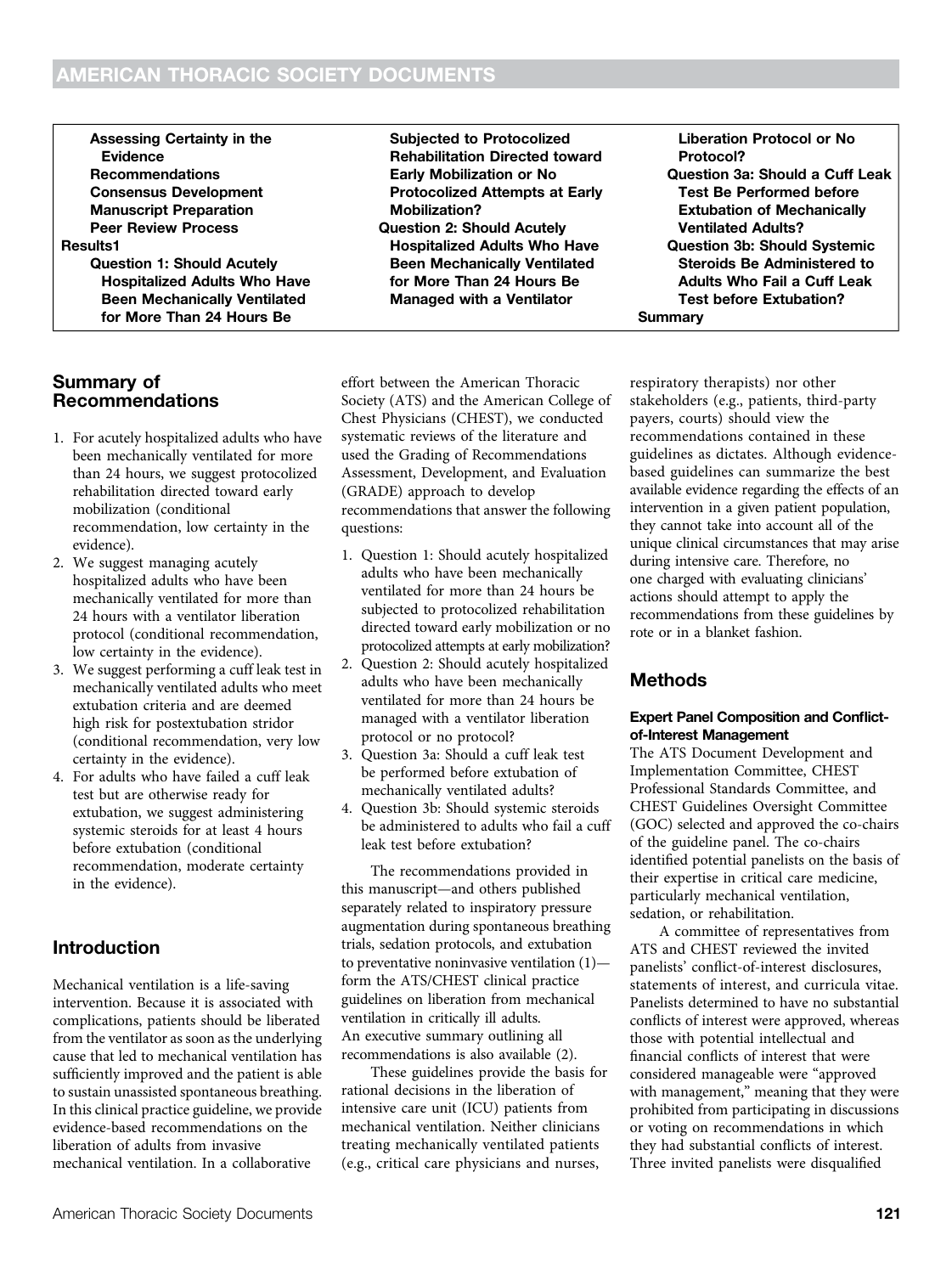- Assessing Certainty in the Evidence
- Recommendations
- Consensus Development
- Manuscript Preparation
- Peer Review Process

Results1

- Question 1: Should Acutely Hospitalized Adults Who Have Been Mechanically Ventilated for More Than 24 Hours Be Subjected to Protocolized Rehabilitation Directed toward Early Mobilization or No Protocolized Attempts at Early Mobilization?
- Question 2: Should Acutely Hospitalized Adults Who Have Been Mechanically Ventilated for More Than 24 Hours Be Managed with a Ventilator Liberation Protocol or No Protocol?
- Question 3a: Should a Cuff Leak Test Be Performed before Extubation of Mechanically Ventilated Adults?
- Question 3b: Should Systemic Steroids Be Administered to Adults Who Fail a Cuff Leak Test before Extubation?

Summary

## Summary of Recommendations

1. For acutely hospitalized adults who have been mechanically ventilated for more than 24 hours, we suggest protocolized rehabilitation directed toward early mobilization (conditional recommendation, low certainty in the evidence).
2. We suggest managing acutely hospitalized adults who have been mechanically ventilated for more than 24 hours with a ventilator liberation protocol (conditional recommendation, low certainty in the evidence).
3. We suggest performing a cuff leak test in mechanically ventilated adults who meet extubation criteria and are deemed high risk for postextubation stridor (conditional recommendation, very low certainty in the evidence).
4. For adults who have failed a cuff leak test but are otherwise ready for extubation, we suggest administering systemic steroids for at least 4 hours before extubation (conditional recommendation, moderate certainty in the evidence).

## Introduction

Mechanical ventilation is a life-saving intervention. Because it is associated with complications, patients should be liberated from the ventilator as soon as the underlying cause that led to mechanical ventilation has sufficiently improved and the patient is able to sustain unassisted spontaneous breathing. In this clinical practice guideline, we provide evidence-based recommendations on the liberation of adults from invasive mechanical ventilation. In a collaborative effort between the American Thoracic Society (ATS) and the American College of Chest Physicians (CHEST), we conducted systematic reviews of the literature and used the Grading of Recommendations Assessment, Development, and Evaluation (GRADE) approach to develop recommendations that answer the following questions:

1. Question 1: Should acutely hospitalized adults who have been mechanically ventilated for more than 24 hours be subjected to protocolized rehabilitation directed toward early mobilization or no protocolized attempts at early mobilization?
2. Question 2: Should acutely hospitalized adults who have been mechanically ventilated for more than 24 hours be managed with a ventilator liberation protocol or no protocol?
3. Question 3a: Should a cuff leak test be performed before extubation of mechanically ventilated adults?
4. Question 3b: Should systemic steroids be administered to adults who fail a cuff leak test before extubation?

The recommendations provided in this manuscript—and others published separately related to inspiratory pressure augmentation during spontaneous breathing trials, sedation protocols, and extubation to preventative noninvasive ventilation (1)—form the ATS/CHEST clinical practice guidelines on liberation from mechanical ventilation in critically ill adults. An executive summary outlining all recommendations is also available (2).

These guidelines provide the basis for rational decisions in the liberation of intensive care unit (ICU) patients from mechanical ventilation. Neither clinicians treating mechanically ventilated patients (e.g., critical care physicians and nurses, respiratory therapists) nor other stakeholders (e.g., patients, third-party payers, courts) should view the recommendations contained in these guidelines as dictates. Although evidence-based guidelines can summarize the best available evidence regarding the effects of an intervention in a given patient population, they cannot take into account all of the unique clinical circumstances that may arise during intensive care. Therefore, no one charged with evaluating clinicians' actions should attempt to apply the recommendations from these guidelines by rote or in a blanket fashion.

## Methods

### Expert Panel Composition and Conflict-of-Interest Management

The ATS Document Development and Implementation Committee, CHEST Professional Standards Committee, and CHEST Guidelines Oversight Committee (GOC) selected and approved the co-chairs of the guideline panel. The co-chairs identified potential panelists on the basis of their expertise in critical care medicine, particularly mechanical ventilation, sedation, or rehabilitation.

A committee of representatives from ATS and CHEST reviewed the invited panelists' conflict-of-interest disclosures, statements of interest, and curricula vitae. Panelists determined to have no substantial conflicts of interest were approved, whereas those with potential intellectual and financial conflicts of interest that were considered manageable were "approved with management," meaning that they were prohibited from participating in discussions or voting on recommendations in which they had substantial conflicts of interest. Three invited panelists were disqualified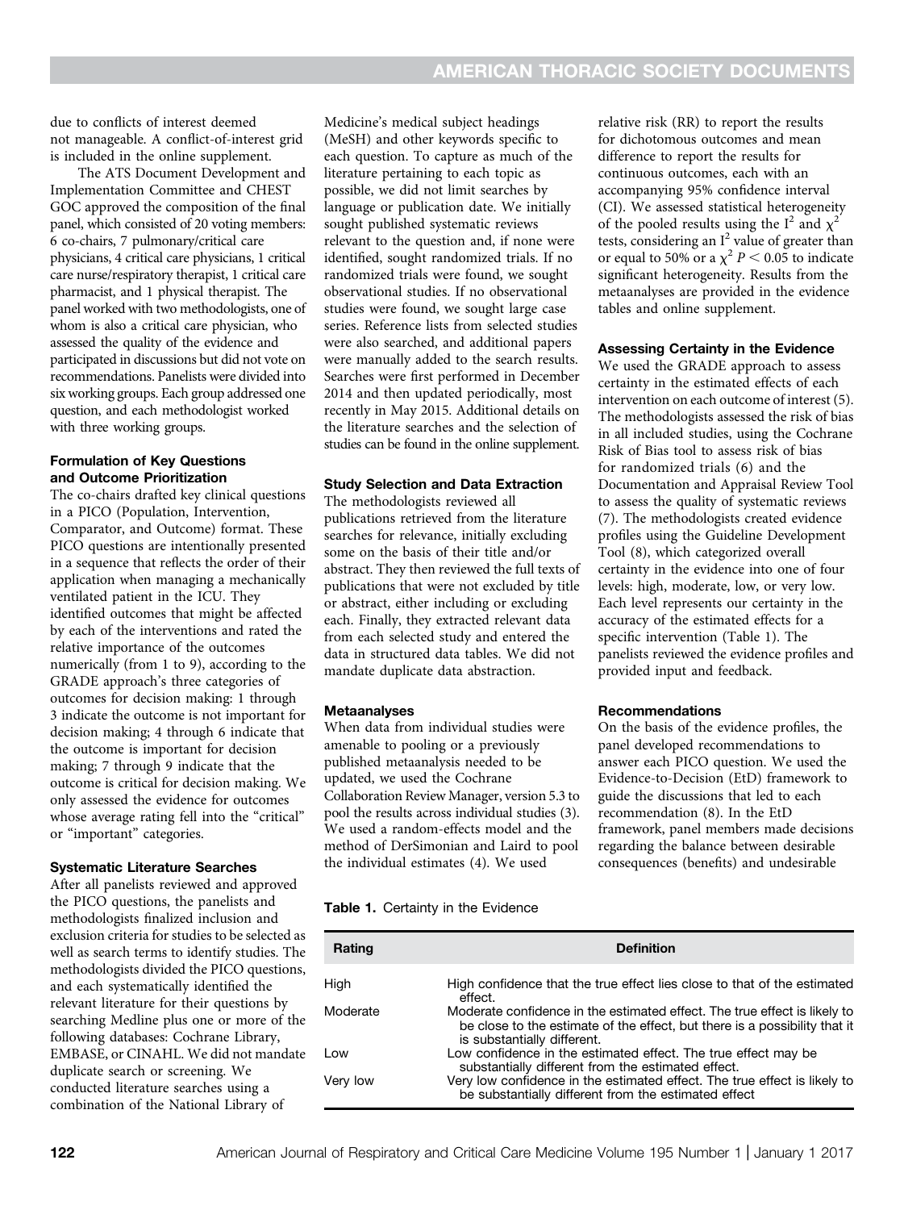due to conflicts of interest deemed not manageable. A conflict-of-interest grid is included in the online supplement.

The ATS Document Development and Implementation Committee and CHEST GOC approved the composition of the final panel, which consisted of 20 voting members: 6 co-chairs, 7 pulmonary/critical care physicians, 4 critical care physicians, 1 critical care nurse/respiratory therapist, 1 critical care pharmacist, and 1 physical therapist. The panel worked with two methodologists, one of whom is also a critical care physician, who assessed the quality of the evidence and participated in discussions but did not vote on recommendations. Panelists were divided into six working groups. Each group addressed one question, and each methodologist worked with three working groups.

#### Formulation of Key Questions and Outcome Prioritization

The co-chairs drafted key clinical questions in a PICO (Population, Intervention, Comparator, and Outcome) format. These PICO questions are intentionally presented in a sequence that reflects the order of their application when managing a mechanically ventilated patient in the ICU. They identified outcomes that might be affected by each of the interventions and rated the relative importance of the outcomes numerically (from 1 to 9), according to the GRADE approach's three categories of outcomes for decision making: 1 through 3 indicate the outcome is not important for decision making; 4 through 6 indicate that the outcome is important for decision making; 7 through 9 indicate that the outcome is critical for decision making. We only assessed the evidence for outcomes whose average rating fell into the "critical" or "important" categories.

#### Systematic Literature Searches

After all panelists reviewed and approved the PICO questions, the panelists and methodologists finalized inclusion and exclusion criteria for studies to be selected as well as search terms to identify studies. The methodologists divided the PICO questions, and each systematically identified the relevant literature for their questions by searching Medline plus one or more of the following databases: Cochrane Library, EMBASE, or CINAHL. We did not mandate duplicate search or screening. We conducted literature searches using a combination of the National Library of Medicine's medical subject headings (MeSH) and other keywords specific to each question. To capture as much of the literature pertaining to each topic as possible, we did not limit searches by language or publication date. We initially sought published systematic reviews relevant to the question and, if none were identified, sought randomized trials. If no randomized trials were found, we sought observational studies. If no observational studies were found, we sought large case series. Reference lists from selected studies were also searched, and additional papers were manually added to the search results. Searches were first performed in December 2014 and then updated periodically, most recently in May 2015. Additional details on the literature searches and the selection of studies can be found in the online supplement.

#### Study Selection and Data Extraction

The methodologists reviewed all publications retrieved from the literature searches for relevance, initially excluding some on the basis of their title and/or abstract. They then reviewed the full texts of publications that were not excluded by title or abstract, either including or excluding each. Finally, they extracted relevant data from each selected study and entered the data in structured data tables. We did not mandate duplicate data abstraction.

#### Metaanalyses

When data from individual studies were amenable to pooling or a previously published metaanalysis needed to be updated, we used the Cochrane Collaboration Review Manager, version 5.3 to pool the results across individual studies (3). We used a random-effects model and the method of DerSimonian and Laird to pool the individual estimates (4). We used relative risk (RR) to report the results for dichotomous outcomes and mean difference to report the results for continuous outcomes, each with an accompanying 95% confidence interval (CI). We assessed statistical heterogeneity of the pooled results using the $I^2$ and $\chi^2$ tests, considering an $I^2$ value of greater than or equal to 50% or a $\chi^2$ $P < 0.05$ to indicate significant heterogeneity. Results from the metaanalyses are provided in the evidence tables and online supplement.

#### Assessing Certainty in the Evidence

We used the GRADE approach to assess certainty in the estimated effects of each intervention on each outcome of interest (5). The methodologists assessed the risk of bias in all included studies, using the Cochrane Risk of Bias tool to assess risk of bias for randomized trials (6) and the Documentation and Appraisal Review Tool to assess the quality of systematic reviews (7). The methodologists created evidence profiles using the Guideline Development Tool (8), which categorized overall certainty in the evidence into one of four levels: high, moderate, low, or very low. Each level represents our certainty in the accuracy of the estimated effects for a specific intervention (Table 1). The panelists reviewed the evidence profiles and provided input and feedback.

#### Recommendations

On the basis of the evidence profiles, the panel developed recommendations to answer each PICO question. We used the Evidence-to-Decision (EtD) framework to guide the discussions that led to each recommendation (8). In the EtD framework, panel members made decisions regarding the balance between desirable consequences (benefits) and undesirable

**Table 1.** Certainty in the Evidence

| Rating | Definition |
|---|---|
| High | High confidence that the true effect lies close to that of the estimated effect. |
| Moderate | Moderate confidence in the estimated effect. The true effect is likely to be close to the estimate of the effect, but there is a possibility that it is substantially different. |
| Low | Low confidence in the estimated effect. The true effect may be substantially different from the estimated effect. |
| Very low | Very low confidence in the estimated effect. The true effect is likely to be substantially different from the estimated effect |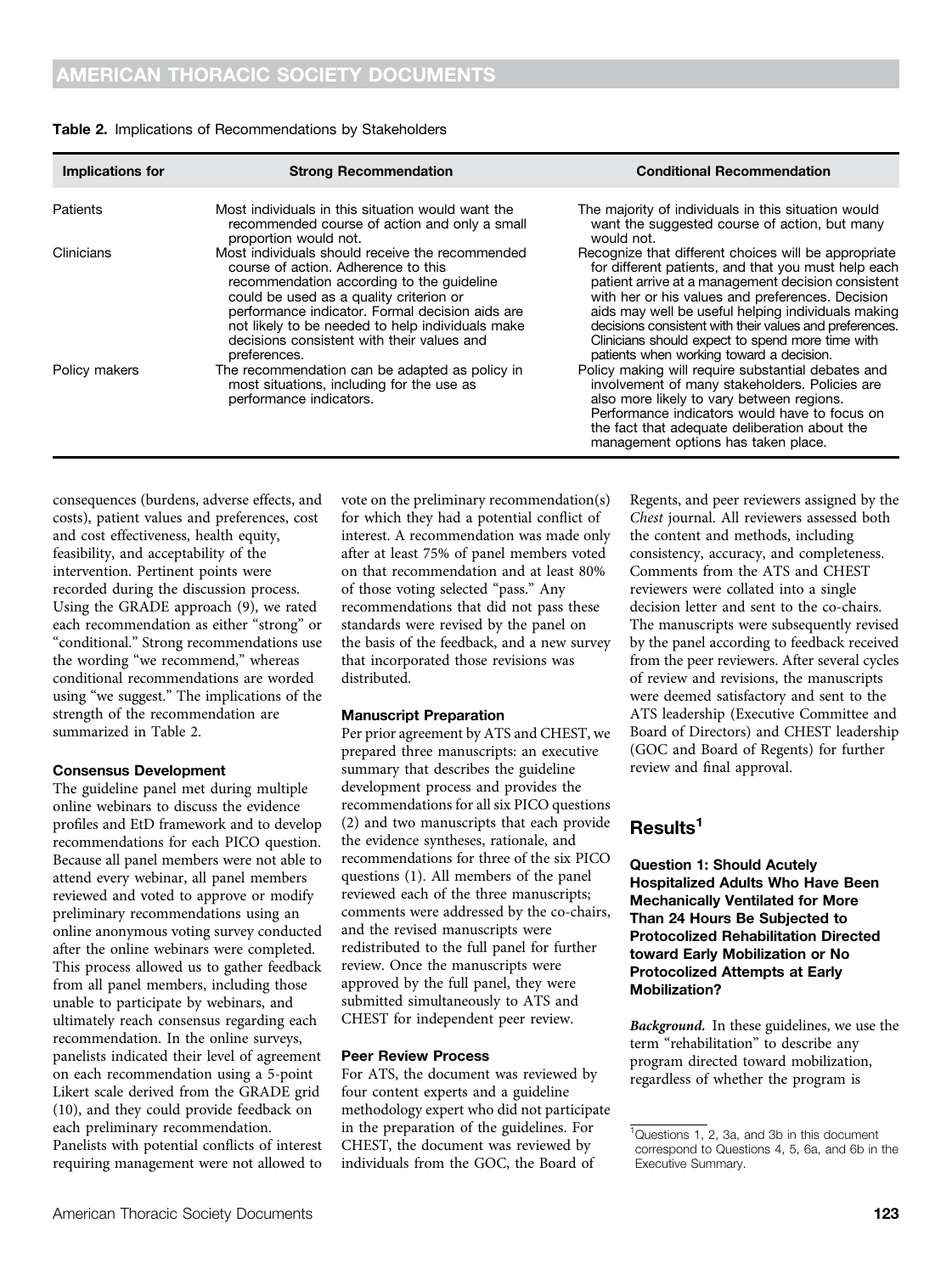**Table 2.** Implications of Recommendations by Stakeholders

| Implications for | Strong Recommendation | Conditional Recommendation |
| --- | --- | --- |
| Patients | Most individuals in this situation would want the recommended course of action and only a small proportion would not. | The majority of individuals in this situation would want the suggested course of action, but many would not. |
| Clinicians | Most individuals should receive the recommended course of action. Adherence to this recommendation according to the guideline could be used as a quality criterion or performance indicator. Formal decision aids are not likely to be needed to help individuals make decisions consistent with their values and preferences. | Recognize that different choices will be appropriate for different patients, and that you must help each patient arrive at a management decision consistent with her or his values and preferences. Decision aids may well be useful helping individuals making decisions consistent with their values and preferences. Clinicians should expect to spend more time with patients when working toward a decision. |
| Policy makers | The recommendation can be adapted as policy in most situations, including for the use as performance indicators. | Policy making will require substantial debates and involvement of many stakeholders. Policies are also more likely to vary between regions. Performance indicators would have to focus on the fact that adequate deliberation about the management options has taken place. |

consequences (burdens, adverse effects, and costs), patient values and preferences, cost and cost effectiveness, health equity, feasibility, and acceptability of the intervention. Pertinent points were recorded during the discussion process. Using the GRADE approach (9), we rated each recommendation as either "strong" or "conditional." Strong recommendations use the wording "we recommend," whereas conditional recommendations are worded using "we suggest." The implications of the strength of the recommendation are summarized in Table 2.

#### Consensus Development

The guideline panel met during multiple online webinars to discuss the evidence profiles and EtD framework and to develop recommendations for each PICO question. Because all panel members were not able to attend every webinar, all panel members reviewed and voted to approve or modify preliminary recommendations using an online anonymous voting survey conducted after the online webinars were completed. This process allowed us to gather feedback from all panel members, including those unable to participate by webinars, and ultimately reach consensus regarding each recommendation. In the online surveys, panelists indicated their level of agreement on each recommendation using a 5-point Likert scale derived from the GRADE grid (10), and they could provide feedback on each preliminary recommendation. Panelists with potential conflicts of interest requiring management were not allowed to vote on the preliminary recommendation(s) for which they had a potential conflict of interest. A recommendation was made only after at least 75% of panel members voted on that recommendation and at least 80% of those voting selected "pass." Any recommendations that did not pass these standards were revised by the panel on the basis of the feedback, and a new survey that incorporated those revisions was distributed.

#### Manuscript Preparation

Per prior agreement by ATS and CHEST, we prepared three manuscripts: an executive summary that describes the guideline development process and provides the recommendations for all six PICO questions (2) and two manuscripts that each provide the evidence syntheses, rationale, and recommendations for three of the six PICO questions (1). All members of the panel reviewed each of the three manuscripts; comments were addressed by the co-chairs, and the revised manuscripts were redistributed to the full panel for further review. Once the manuscripts were approved by the full panel, they were submitted simultaneously to ATS and CHEST for independent peer review.

#### Peer Review Process

For ATS, the document was reviewed by four content experts and a guideline methodology expert who did not participate in the preparation of the guidelines. For CHEST, the document was reviewed by individuals from the GOC, the Board of Regents, and peer reviewers assigned by the *Chest* journal. All reviewers assessed both the content and methods, including consistency, accuracy, and completeness. Comments from the ATS and CHEST reviewers were collated into a single decision letter and sent to the co-chairs. The manuscripts were subsequently revised by the panel according to feedback received from the peer reviewers. After several cycles of review and revisions, the manuscripts were deemed satisfactory and sent to the ATS leadership (Executive Committee and Board of Directors) and CHEST leadership (GOC and Board of Regents) for further review and final approval.

## Results[1]

#### Question 1: Should Acutely Hospitalized Adults Who Have Been Mechanically Ventilated for More Than 24 Hours Be Subjected to Protocolized Rehabilitation Directed toward Early Mobilization or No Protocolized Attempts at Early Mobilization?

***Background.*** In these guidelines, we use the term "rehabilitation" to describe any program directed toward mobilization, regardless of whether the program is

[1] Questions 1, 2, 3a, and 3b in this document correspond to Questions 4, 5, 6a, and 6b in the Executive Summary.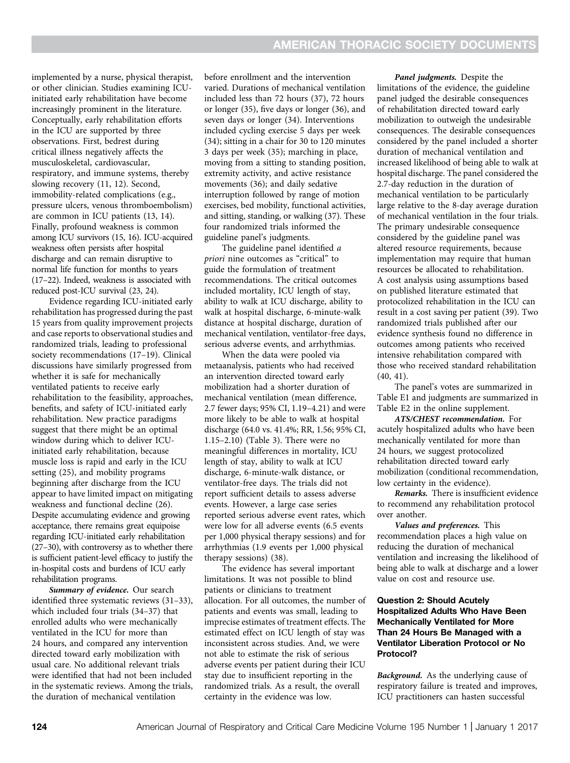implemented by a nurse, physical therapist, or other clinician. Studies examining ICU-initiated early rehabilitation have become increasingly prominent in the literature. Conceptually, early rehabilitation efforts in the ICU are supported by three observations. First, bedrest during critical illness negatively affects the musculoskeletal, cardiovascular, respiratory, and immune systems, thereby slowing recovery (11, 12). Second, immobility-related complications (e.g., pressure ulcers, venous thromboembolism) are common in ICU patients (13, 14). Finally, profound weakness is common among ICU survivors (15, 16). ICU-acquired weakness often persists after hospital discharge and can remain disruptive to normal life function for months to years (17–22). Indeed, weakness is associated with reduced post-ICU survival (23, 24).

Evidence regarding ICU-initiated early rehabilitation has progressed during the past 15 years from quality improvement projects and case reports to observational studies and randomized trials, leading to professional society recommendations (17–19). Clinical discussions have similarly progressed from whether it is safe for mechanically ventilated patients to receive early rehabilitation to the feasibility, approaches, benefits, and safety of ICU-initiated early rehabilitation. New practice paradigms suggest that there might be an optimal window during which to deliver ICU-initiated early rehabilitation, because muscle loss is rapid and early in the ICU setting (25), and mobility programs beginning after discharge from the ICU appear to have limited impact on mitigating weakness and functional decline (26). Despite accumulating evidence and growing acceptance, there remains great equipoise regarding ICU-initiated early rehabilitation (27–30), with controversy as to whether there is sufficient patient-level efficacy to justify the in-hospital costs and burdens of ICU early rehabilitation programs.

***Summary of evidence.*** Our search identified three systematic reviews (31–33), which included four trials (34–37) that enrolled adults who were mechanically ventilated in the ICU for more than 24 hours, and compared any intervention directed toward early mobilization with usual care. No additional relevant trials were identified that had not been included in the systematic reviews. Among the trials, the duration of mechanical ventilation before enrollment and the intervention varied. Durations of mechanical ventilation included less than 72 hours (37), 72 hours or longer (35), five days or longer (36), and seven days or longer (34). Interventions included cycling exercise 5 days per week (34); sitting in a chair for 30 to 120 minutes 3 days per week (35); marching in place, moving from a sitting to standing position, extremity activity, and active resistance movements (36); and daily sedative interruption followed by range of motion exercises, bed mobility, functional activities, and sitting, standing, or walking (37). These four randomized trials informed the guideline panel's judgments.

The guideline panel identified *a priori* nine outcomes as "critical" to guide the formulation of treatment recommendations. The critical outcomes included mortality, ICU length of stay, ability to walk at ICU discharge, ability to walk at hospital discharge, 6-minute-walk distance at hospital discharge, duration of mechanical ventilation, ventilator-free days, serious adverse events, and arrhythmias.

When the data were pooled via metaanalysis, patients who had received an intervention directed toward early mobilization had a shorter duration of mechanical ventilation (mean difference, 2.7 fewer days; 95% CI, 1.19–4.21) and were more likely to be able to walk at hospital discharge (64.0 vs. 41.4%; RR, 1.56; 95% CI, 1.15–2.10) (Table 3). There were no meaningful differences in mortality, ICU length of stay, ability to walk at ICU discharge, 6-minute-walk distance, or ventilator-free days. The trials did not report sufficient details to assess adverse events. However, a large case series reported serious adverse event rates, which were low for all adverse events (6.5 events per 1,000 physical therapy sessions) and for arrhythmias (1.9 events per 1,000 physical therapy sessions) (38).

The evidence has several important limitations. It was not possible to blind patients or clinicians to treatment allocation. For all outcomes, the number of patients and events was small, leading to imprecise estimates of treatment effects. The estimated effect on ICU length of stay was inconsistent across studies. And, we were not able to estimate the risk of serious adverse events per patient during their ICU stay due to insufficient reporting in the randomized trials. As a result, the overall certainty in the evidence was low.

***Panel judgments.*** Despite the limitations of the evidence, the guideline panel judged the desirable consequences of rehabilitation directed toward early mobilization to outweigh the undesirable consequences. The desirable consequences considered by the panel included a shorter duration of mechanical ventilation and increased likelihood of being able to walk at hospital discharge. The panel considered the 2.7-day reduction in the duration of mechanical ventilation to be particularly large relative to the 8-day average duration of mechanical ventilation in the four trials. The primary undesirable consequence considered by the guideline panel was altered resource requirements, because implementation may require that human resources be allocated to rehabilitation. A cost analysis using assumptions based on published literature estimated that protocolized rehabilitation in the ICU can result in a cost saving per patient (39). Two randomized trials published after our evidence synthesis found no difference in outcomes among patients who received intensive rehabilitation compared with those who received standard rehabilitation (40, 41).

The panel's votes are summarized in Table E1 and judgments are summarized in Table E2 in the online supplement.

***ATS/CHEST recommendation.*** For acutely hospitalized adults who have been mechanically ventilated for more than 24 hours, we suggest protocolized rehabilitation directed toward early mobilization (conditional recommendation, low certainty in the evidence).

***Remarks.*** There is insufficient evidence to recommend any rehabilitation protocol over another.

***Values and preferences.*** This recommendation places a high value on reducing the duration of mechanical ventilation and increasing the likelihood of being able to walk at discharge and a lower value on cost and resource use.

### Question 2: Should Acutely Hospitalized Adults Who Have Been Mechanically Ventilated for More Than 24 Hours Be Managed with a Ventilator Liberation Protocol or No Protocol?

***Background.*** As the underlying cause of respiratory failure is treated and improves, ICU practitioners can hasten successful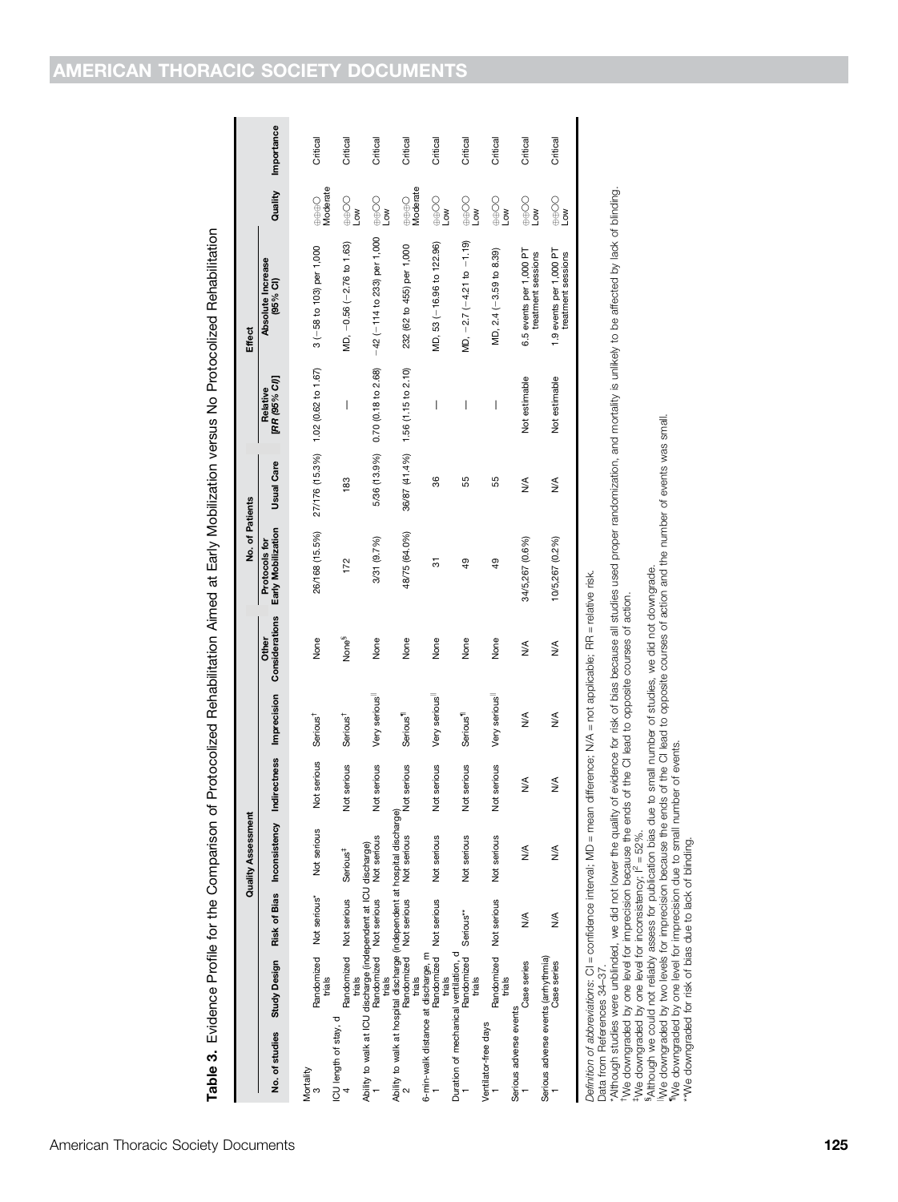**Table 3.** Evidence Profile for the Comparison of Protocolized Rehabilitation Aimed at Early Mobilization versus No Protocolized Rehabilitation

| Quality Assessment | | | | | | | No. of Patients | | Effect | | | |
|---|---|---|---|---|---|---|---|---|---|---|---|---|
| No. of studies | Study Design | Risk of Bias | Inconsistency | Indirectness | Imprecision | Other Considerations | Protocols for Early Mobilization | Usual Care | Relative [RR (95% CI)] | Absolute Increase (95% CI) | Quality | Importance |
| **Mortality** | | | | | | | | | | | | |
| 3 | Randomized trials | Not serious* | Not serious | Not serious | Serious† | None | 26/168 (15.5%) | 27/176 (15.3%) | 1.02 (0.62 to 1.67) | 3 (−58 to 103) per 1,000 | ⊕⊕⊕◯ Moderate | Critical |
| **ICU length of stay, d** | | | | | | | | | | | | |
| 4 | Randomized trials | Not serious | Serious‡ | Not serious | Serious† | None§ | 172 | 183 | — | MD, −0.56 (−2.76 to 1.63) | ⊕⊕◯◯ Low | Critical |
| **Ability to walk at ICU discharge (independent at ICU discharge)** | | | | | | | | | | | | |
| 1 | Randomized trials | Not serious | Not serious | Not serious | Very serious‖ | None | 3/31 (9.7%) | 5/36 (13.9%) | 0.70 (0.18 to 2.68) | −42 (−114 to 233) per 1,000 | ⊕⊕◯◯ Low | Critical |
| **Ability to walk at hospital discharge (independent at hospital discharge)** | | | | | | | | | | | | |
| 2 | Randomized trials | Not serious | Not serious | Not serious | Serious¶ | None | 48/75 (64.0%) | 36/87 (41.4%) | 1.56 (1.15 to 2.10) | 232 (62 to 455) per 1,000 | ⊕⊕⊕◯ Moderate | Critical |
| **6-min-walk distance at discharge, m** | | | | | | | | | | | | |
| 1 | Randomized trials | Not serious | Not serious | Not serious | Very serious‖ | None | 31 | 36 | — | MD, 53 (−16.96 to 122.96) | ⊕⊕◯◯ Low | Critical |
| **Duration of mechanical ventilation, d** | | | | | | | | | | | | |
| 1 | Randomized trials | Serious** | Not serious | Not serious | Serious¶ | None | 49 | 55 | — | MD, −2.7 (−4.21 to −1.19) | ⊕⊕◯◯ Low | Critical |
| **Ventilator-free days** | | | | | | | | | | | | |
| 1 | Randomized trials | Not serious | Not serious | Not serious | Very serious‖ | None | 49 | 55 | — | MD, 2.4 (−3.59 to 8.39) | ⊕⊕◯◯ Low | Critical |
| **Serious adverse events** | | | | | | | | | | | | |
| 1 | Case series | N/A | N/A | N/A | N/A | N/A | 34/5,267 (0.6%) | N/A | Not estimable | 6.5 events per 1,000 PT treatment sessions | ⊕⊕◯◯ Low | Critical |
| **Serious adverse events (arrhythmia)** | | | | | | | | | | | | |
| 1 | Case series | N/A | N/A | N/A | N/A | N/A | 10/5,267 (0.2%) | N/A | Not estimable | 1.9 events per 1,000 PT treatment sessions | ⊕⊕◯◯ Low | Critical |

*Definition of abbreviations*: CI = confidence interval; MD = mean difference; N/A = not applicable; RR = relative risk.

Data from References 34–37.

*Although studies were unblinded, we did not lower the quality of evidence for risk of bias because all studies used proper randomization, and mortality is unlikely to be affected by lack of blinding.

†We downgraded by one level for imprecision because the ends of the CI lead to opposite courses of action.

‡We downgraded by one level for inconsistency; $I^2 = 52\%$.

§Although we could not reliably assess for publication bias due to small number of studies, we did not downgrade.

‖We downgraded by two levels for imprecision because the ends of the CI lead to opposite courses of action and the number of events was small.

¶We downgraded by one level for imprecision due to small number of events.

**We downgraded for risk of bias due to lack of blinding.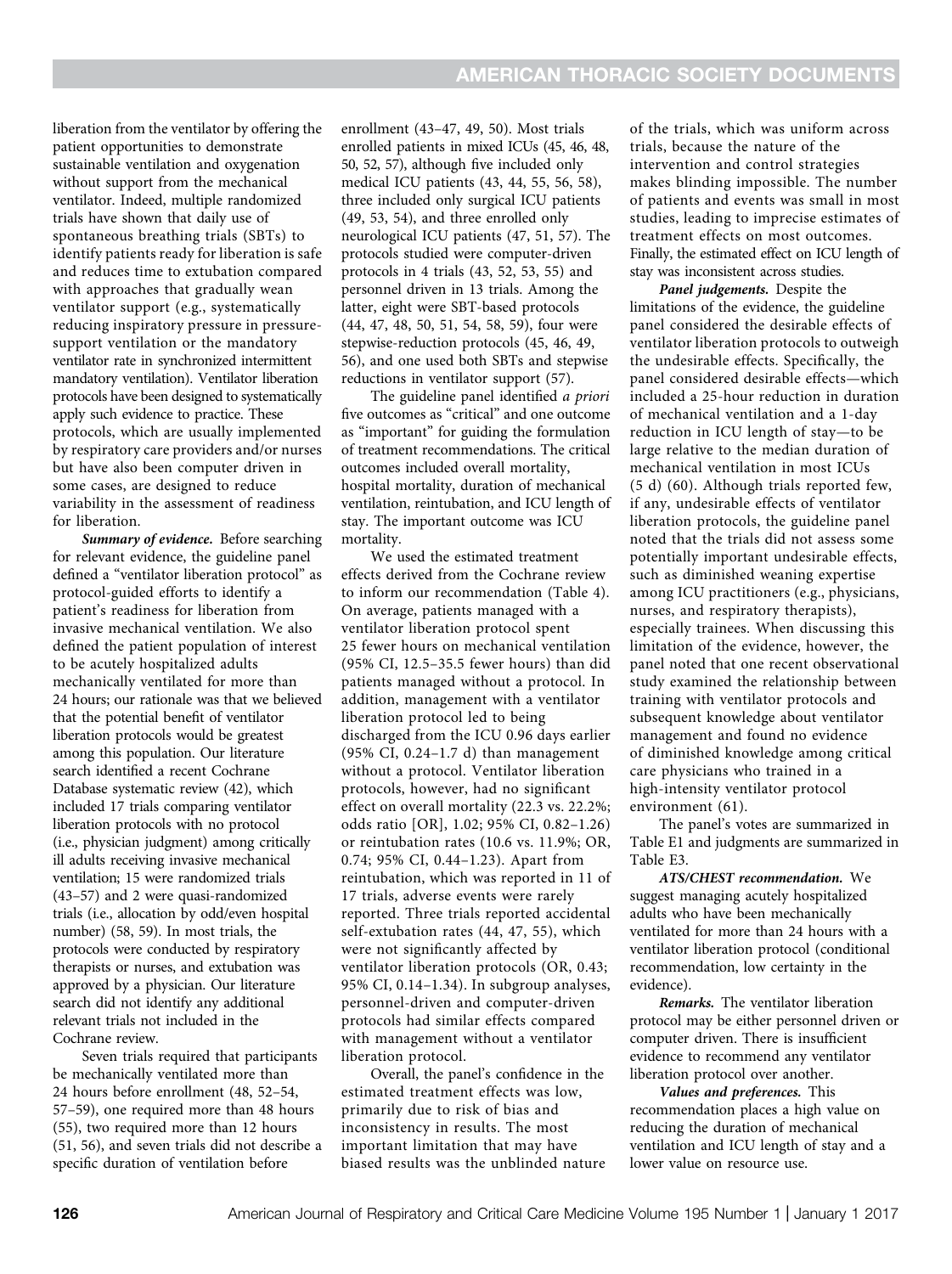liberation from the ventilator by offering the patient opportunities to demonstrate sustainable ventilation and oxygenation without support from the mechanical ventilator. Indeed, multiple randomized trials have shown that daily use of spontaneous breathing trials (SBTs) to identify patients ready for liberation is safe and reduces time to extubation compared with approaches that gradually wean ventilator support (e.g., systematically reducing inspiratory pressure in pressure-support ventilation or the mandatory ventilator rate in synchronized intermittent mandatory ventilation). Ventilator liberation protocols have been designed to systematically apply such evidence to practice. These protocols, which are usually implemented by respiratory care providers and/or nurses but have also been computer driven in some cases, are designed to reduce variability in the assessment of readiness for liberation.

***Summary of evidence.*** Before searching for relevant evidence, the guideline panel defined a "ventilator liberation protocol" as protocol-guided efforts to identify a patient's readiness for liberation from invasive mechanical ventilation. We also defined the patient population of interest to be acutely hospitalized adults mechanically ventilated for more than 24 hours; our rationale was that we believed that the potential benefit of ventilator liberation protocols would be greatest among this population. Our literature search identified a recent Cochrane Database systematic review (42), which included 17 trials comparing ventilator liberation protocols with no protocol (i.e., physician judgment) among critically ill adults receiving invasive mechanical ventilation; 15 were randomized trials (43–57) and 2 were quasi-randomized trials (i.e., allocation by odd/even hospital number) (58, 59). In most trials, the protocols were conducted by respiratory therapists or nurses, and extubation was approved by a physician. Our literature search did not identify any additional relevant trials not included in the Cochrane review.

Seven trials required that participants be mechanically ventilated more than 24 hours before enrollment (48, 52–54, 57–59), one required more than 48 hours (55), two required more than 12 hours (51, 56), and seven trials did not describe a specific duration of ventilation before enrollment (43–47, 49, 50). Most trials enrolled patients in mixed ICUs (45, 46, 48, 50, 52, 57), although five included only medical ICU patients (43, 44, 55, 56, 58), three included only surgical ICU patients (49, 53, 54), and three enrolled only neurological ICU patients (47, 51, 57). The protocols studied were computer-driven protocols in 4 trials (43, 52, 53, 55) and personnel driven in 13 trials. Among the latter, eight were SBT-based protocols (44, 47, 48, 50, 51, 54, 58, 59), four were stepwise-reduction protocols (45, 46, 49, 56), and one used both SBTs and stepwise reductions in ventilator support (57).

The guideline panel identified *a priori* five outcomes as "critical" and one outcome as "important" for guiding the formulation of treatment recommendations. The critical outcomes included overall mortality, hospital mortality, duration of mechanical ventilation, reintubation, and ICU length of stay. The important outcome was ICU mortality.

We used the estimated treatment effects derived from the Cochrane review to inform our recommendation (Table 4). On average, patients managed with a ventilator liberation protocol spent 25 fewer hours on mechanical ventilation (95% CI, 12.5–35.5 fewer hours) than did patients managed without a protocol. In addition, management with a ventilator liberation protocol led to being discharged from the ICU 0.96 days earlier (95% CI, 0.24–1.7 d) than management without a protocol. Ventilator liberation protocols, however, had no significant effect on overall mortality (22.3 vs. 22.2%; odds ratio [OR], 1.02; 95% CI, 0.82–1.26) or reintubation rates (10.6 vs. 11.9%; OR, 0.74; 95% CI, 0.44–1.23). Apart from reintubation, which was reported in 11 of 17 trials, adverse events were rarely reported. Three trials reported accidental self-extubation rates (44, 47, 55), which were not significantly affected by ventilator liberation protocols (OR, 0.43; 95% CI, 0.14–1.34). In subgroup analyses, personnel-driven and computer-driven protocols had similar effects compared with management without a ventilator liberation protocol.

Overall, the panel's confidence in the estimated treatment effects was low, primarily due to risk of bias and inconsistency in results. The most important limitation that may have biased results was the unblinded nature of the trials, which was uniform across trials, because the nature of the intervention and control strategies makes blinding impossible. The number of patients and events was small in most studies, leading to imprecise estimates of treatment effects on most outcomes. Finally, the estimated effect on ICU length of stay was inconsistent across studies.

***Panel judgements.*** Despite the limitations of the evidence, the guideline panel considered the desirable effects of ventilator liberation protocols to outweigh the undesirable effects. Specifically, the panel considered desirable effects—which included a 25-hour reduction in duration of mechanical ventilation and a 1-day reduction in ICU length of stay—to be large relative to the median duration of mechanical ventilation in most ICUs (5 d) (60). Although trials reported few, if any, undesirable effects of ventilator liberation protocols, the guideline panel noted that the trials did not assess some potentially important undesirable effects, such as diminished weaning expertise among ICU practitioners (e.g., physicians, nurses, and respiratory therapists), especially trainees. When discussing this limitation of the evidence, however, the panel noted that one recent observational study examined the relationship between training with ventilator protocols and subsequent knowledge about ventilator management and found no evidence of diminished knowledge among critical care physicians who trained in a high-intensity ventilator protocol environment (61).

The panel's votes are summarized in Table E1 and judgments are summarized in Table E3.

***ATS/CHEST recommendation.*** We suggest managing acutely hospitalized adults who have been mechanically ventilated for more than 24 hours with a ventilator liberation protocol (conditional recommendation, low certainty in the evidence).

***Remarks.*** The ventilator liberation protocol may be either personnel driven or computer driven. There is insufficient evidence to recommend any ventilator liberation protocol over another.

***Values and preferences.*** This recommendation places a high value on reducing the duration of mechanical ventilation and ICU length of stay and a lower value on resource use.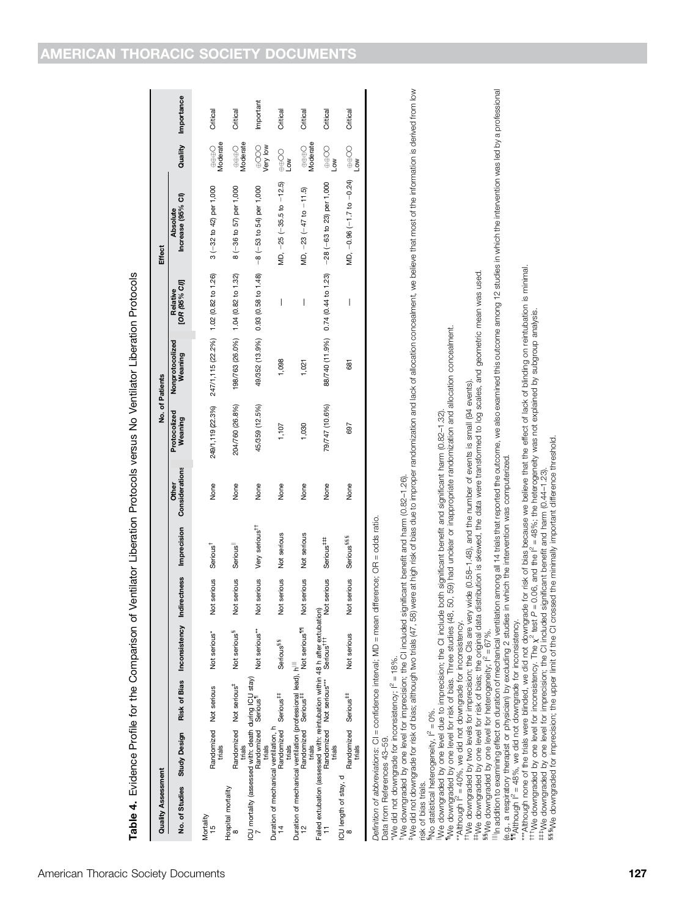**Table 4.** Evidence Profile for the Comparison of Ventilator Liberation Protocols versus No Ventilator Liberation Protocols

| Quality Assessment | | | | | | | No. of Patients | | Effect | | | |
|---|---|---|---|---|---|---|---|---|---|---|---|---|
| No. of Studies | Study Design | Risk of Bias | Inconsistency | Indirectness | Imprecision | Other Considerations | Protocolized Weaning | Nonprotocolized Weaning | Relative [OR (95% CI)] | Absolute Increase (95% CI) | Quality | Importance |
| **Mortality** | | | | | | | | | | | | |
| 15 | Randomized trials | Not serious | Not serious* | Not serious | Serious[†] | None | 249/1,119 (22.3%) | 247/1,115 (22.2%) | 1.02 (0.82 to 1.26) | 3 (−32 to 42) per 1,000 | ⊕⊕⊕○ Moderate | Critical |
| **Hospital mortality** | | | | | | | | | | | | |
| 8 | Randomized trials | Not serious[‡] | Not serious[§] | Not serious | Serious[‖] | None | 204/760 (26.8%) | 198/763 (26.0%) | 1.04 (0.82 to 1.32) | 8 (−36 to 57) per 1,000 | ⊕⊕⊕○ Moderate | Critical |
| **ICU mortality (assessed with: death during ICU stay)** | | | | | | | | | | | | |
| 7 | Randomized trials | Serious[¶] | Not serious** | Not serious | Very serious[††] | None | 45/359 (12.5%) | 49/352 (13.9%) | 0.93 (0.58 to 1.48) | −8 (−53 to 54) per 1,000 | ⊕○○○ Very low | Important |
| **Duration of mechanical ventilation, h** | | | | | | | | | | | | |
| 14 | Randomized trials | Serious[‡‡] | Serious[§§] | Not serious | Not serious | None | 1,107 | 1,098 | — | MD, −25 (−35.5 to −12.5) | ⊕⊕○○ Low | Critical |
| **Duration of mechanical ventilation (professional lead), h[‖‖]** | | | | | | | | | | | | |
| 12 | Randomized trials | Serious[‡‡] | Not serious[¶¶] | Not serious | Not serious | None | 1,030 | 1,021 | — | MD, −23 (−47 to −11.5) | ⊕⊕⊕○ Moderate | Critical |
| **Failed extubation (assessed with: reintubation within 48 h after extubation)** | | | | | | | | | | | | |
| 11 | Randomized trials | Not serious*** | Serious[†††] | Not serious | Serious[‡‡‡] | None | 79/747 (10.6%) | 88/740 (11.9%) | 0.74 (0.44 to 1.23) | −28 (−63 to 23) per 1,000 | ⊕⊕○○ Low | Critical |
| **ICU length of stay, d** | | | | | | | | | | | | |
| 8 | Randomized trials | Serious[‡‡] | Not serious | Not serious | Serious[§§§] | None | 697 | 681 | — | MD, −0.96 (−1.7 to −0.24) | ⊕⊕○○ Low | Critical |

*Definition of abbreviations*: CI = confidence interval; MD = mean difference; OR = odds ratio.

Data from References 43–59.

*We did not downgrade for inconsistency; $I^2$ = 18%.

[†]We downgraded by one level for imprecision; the CI included significant benefit and harm (0.82–1.26).

[‡]We did not downgrade for risk of bias; although two trials (47, 58) were at high risk of bias due to improper randomization and lack of allocation concealment, we believe that most of the information is derived from low risk of bias trials.

[§]No statistical heterogeneity, $I^2$ = 0%.

[‖]We downgraded by one level due to imprecision; the CI include both significant benefit and significant harm (0.82–1.32).

[¶]We downgraded by one level for risk of bias. Three studies (48, 50, 59) had unclear or inappropriate randomization and allocation concealment.

**Although $I^2$ = 40%, we did not downgrade for inconsistency.

[††]We downgraded by two levels for imprecision; the CIs are very wide (0.58–1.48), and the number of events is small (94 events).

[‡‡]We downgraded by one level for risk of bias; the original data distribution is skewed, the data were transformed to log scales, and geometric mean was used.

[§§]We downgraded by one level for heterogeneity; $I^2$ = 67%.

[‖‖]In addition to examining effect on duration of mechanical ventilation among all 14 trials that reported the outcome, we also examined this outcome among 12 studies in which the intervention was led by a professional (e.g., a respiratory therapist or physician) by excluding 2 studies in which the intervention was computerized.

[¶¶]Although $I^2$ = 48%, we did not downgrade for inconsistency.

***Although none of the trials were blinded, we did not downgrade for risk of bias because we believe that the effect of lack of blinding on reintubation is minimal.

[†††]We downgraded by one level for inconsistency. The $\chi^2$ test $P$ = 0.06, and the $I^2$ = 48%; the heterogeneity was not explained by subgroup analysis.

[‡‡‡]We downgraded by one level for imprecision; the CI included significant benefit and harm (0.44–1.23).

[§§§]We downgraded for imprecision; the upper limit of the CI crossed the minimally important difference threshold.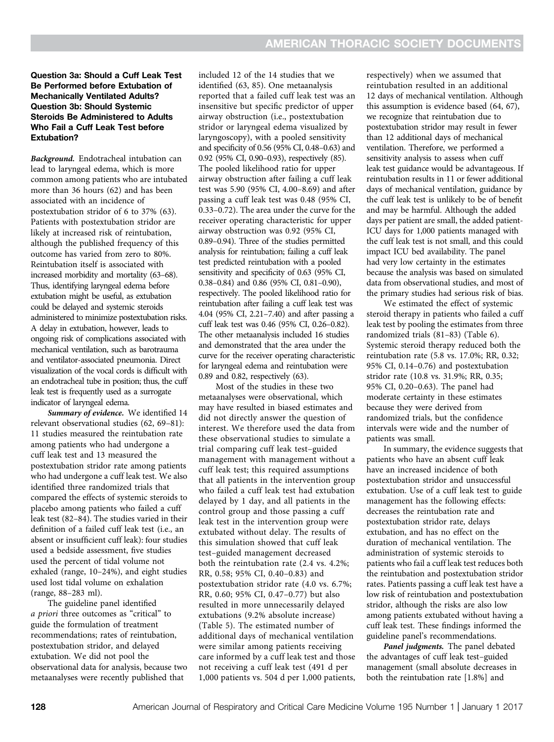### Question 3a: Should a Cuff Leak Test Be Performed before Extubation of Mechanically Ventilated Adults? Question 3b: Should Systemic Steroids Be Administered to Adults Who Fail a Cuff Leak Test before Extubation?

***Background.*** Endotracheal intubation can lead to laryngeal edema, which is more common among patients who are intubated more than 36 hours (62) and has been associated with an incidence of postextubation stridor of 6 to 37% (63). Patients with postextubation stridor are likely at increased risk of reintubation, although the published frequency of this outcome has varied from zero to 80%. Reintubation itself is associated with increased morbidity and mortality (63–68). Thus, identifying laryngeal edema before extubation might be useful, as extubation could be delayed and systemic steroids administered to minimize postextubation risks. A delay in extubation, however, leads to ongoing risk of complications associated with mechanical ventilation, such as barotrauma and ventilator-associated pneumonia. Direct visualization of the vocal cords is difficult with an endotracheal tube in position; thus, the cuff leak test is frequently used as a surrogate indicator of laryngeal edema.

***Summary of evidence.*** We identified 14 relevant observational studies (62, 69–81): 11 studies measured the reintubation rate among patients who had undergone a cuff leak test and 13 measured the postextubation stridor rate among patients who had undergone a cuff leak test. We also identified three randomized trials that compared the effects of systemic steroids to placebo among patients who failed a cuff leak test (82–84). The studies varied in their definition of a failed cuff leak test (i.e., an absent or insufficient cuff leak): four studies used a bedside assessment, five studies used the percent of tidal volume not exhaled (range, 10–24%), and eight studies used lost tidal volume on exhalation (range, 88–283 ml).

The guideline panel identified *a priori* three outcomes as "critical" to guide the formulation of treatment recommendations; rates of reintubation, postextubation stridor, and delayed extubation. We did not pool the observational data for analysis, because two metaanalyses were recently published that included 12 of the 14 studies that we identified (63, 85). One metaanalysis reported that a failed cuff leak test was an insensitive but specific predictor of upper airway obstruction (i.e., postextubation stridor or laryngeal edema visualized by laryngoscopy), with a pooled sensitivity and specificity of 0.56 (95% CI, 0.48–0.63) and 0.92 (95% CI, 0.90–0.93), respectively (85). The pooled likelihood ratio for upper airway obstruction after failing a cuff leak test was 5.90 (95% CI, 4.00–8.69) and after passing a cuff leak test was 0.48 (95% CI, 0.33–0.72). The area under the curve for the receiver operating characteristic for upper airway obstruction was 0.92 (95% CI, 0.89–0.94). Three of the studies permitted analysis for reintubation; failing a cuff leak test predicted reintubation with a pooled sensitivity and specificity of 0.63 (95% CI, 0.38–0.84) and 0.86 (95% CI, 0.81–0.90), respectively. The pooled likelihood ratio for reintubation after failing a cuff leak test was 4.04 (95% CI, 2.21–7.40) and after passing a cuff leak test was 0.46 (95% CI, 0.26–0.82). The other metaanalysis included 16 studies and demonstrated that the area under the curve for the receiver operating characteristic for laryngeal edema and reintubation were 0.89 and 0.82, respectively (63).

Most of the studies in these two metaanalyses were observational, which may have resulted in biased estimates and did not directly answer the question of interest. We therefore used the data from these observational studies to simulate a trial comparing cuff leak test–guided management with management without a cuff leak test; this required assumptions that all patients in the intervention group who failed a cuff leak test had extubation delayed by 1 day, and all patients in the control group and those passing a cuff leak test in the intervention group were extubated without delay. The results of this simulation showed that cuff leak test–guided management decreased both the reintubation rate (2.4 vs. 4.2%; RR, 0.58; 95% CI, 0.40–0.83) and postextubation stridor rate (4.0 vs. 6.7%; RR, 0.60; 95% CI, 0.47–0.77) but also resulted in more unnecessarily delayed extubations (9.2% absolute increase) (Table 5). The estimated number of additional days of mechanical ventilation were similar among patients receiving care informed by a cuff leak test and those not receiving a cuff leak test (491 d per 1,000 patients vs. 504 d per 1,000 patients, respectively) when we assumed that reintubation resulted in an additional 12 days of mechanical ventilation. Although this assumption is evidence based (64, 67), we recognize that reintubation due to postextubation stridor may result in fewer than 12 additional days of mechanical ventilation. Therefore, we performed a sensitivity analysis to assess when cuff leak test guidance would be advantageous. If reintubation results in 11 or fewer additional days of mechanical ventilation, guidance by the cuff leak test is unlikely to be of benefit and may be harmful. Although the added days per patient are small, the added patient-ICU days for 1,000 patients managed with the cuff leak test is not small, and this could impact ICU bed availability. The panel had very low certainty in the estimates because the analysis was based on simulated data from observational studies, and most of the primary studies had serious risk of bias.

We estimated the effect of systemic steroid therapy in patients who failed a cuff leak test by pooling the estimates from three randomized trials (81–83) (Table 6). Systemic steroid therapy reduced both the reintubation rate (5.8 vs. 17.0%; RR, 0.32; 95% CI, 0.14–0.76) and postextubation stridor rate (10.8 vs. 31.9%; RR, 0.35; 95% CI, 0.20–0.63). The panel had moderate certainty in these estimates because they were derived from randomized trials, but the confidence intervals were wide and the number of patients was small.

In summary, the evidence suggests that patients who have an absent cuff leak have an increased incidence of both postextubation stridor and unsuccessful extubation. Use of a cuff leak test to guide management has the following effects: decreases the reintubation rate and postextubation stridor rate, delays extubation, and has no effect on the duration of mechanical ventilation. The administration of systemic steroids to patients who fail a cuff leak test reduces both the reintubation and postextubation stridor rates. Patients passing a cuff leak test have a low risk of reintubation and postextubation stridor, although the risks are also low among patients extubated without having a cuff leak test. These findings informed the guideline panel's recommendations.

***Panel judgments.*** The panel debated the advantages of cuff leak test–guided management (small absolute decreases in both the reintubation rate [1.8%] and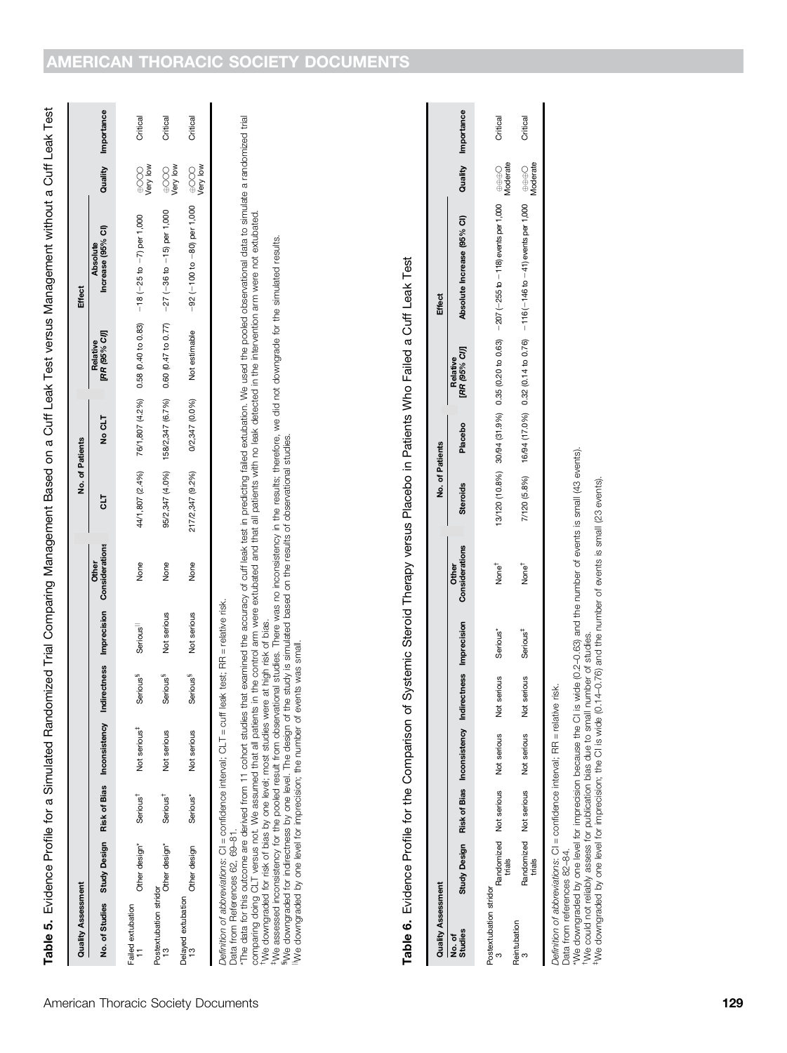**Table 5.** Evidence Profile for a Simulated Randomized Trial Comparing Management Based on a Cuff Leak Test versus Management without a Cuff Leak Test

| Quality Assessment | | | | | | | No. of Patients | | Effect | | | |
|---|---|---|---|---|---|---|---|---|---|---|---|---|
| No. of Studies | Study Design | Risk of Bias | Inconsistency | Indirectness | Imprecision | Other Considerations | CLT | No CLT | Relative [RR (95% CI)] | Absolute Increase (95% CI) | Quality | Importance |
| Failed extubation | | | | | | | | | | | | |
| 11 | Other design* | Serious† | Not serious‡ | Serious§ | Serious‖ | None | 44/1,807 (2.4%) | 76/1,807 (4.2%) | 0.58 (0.40 to 0.83) | −18 (−25 to −7) per 1,000 | ⊕○○○ Very low | Critical |
| Postextubation stridor | | | | | | | | | | | | |
| 13 | Other design* | Serious† | Not serious | Serious§ | Not serious | None | 95/2,347 (4.0%) | 158/2,347 (6.7%) | 0.60 (0.47 to 0.77) | −27 (−36 to −15) per 1,000 | ⊕○○○ Very low | Critical |
| Delayed extubation | | | | | | | | | | | | |
| 13 | Other design | Serious* | Not serious | Serious§ | Not serious | None | 217/2,347 (9.2%) | 0/2,347 (0.0%) | Not estimable | −92 (−100 to −80) per 1,000 | ⊕○○○ Very low | Critical |

*Definition of abbreviations*: CI = confidence interval; CLT = cuff leak test; RR = relative risk.
Data from References 62, 69–81.
*The data for this outcome are derived from 11 cohort studies that examined the accuracy of cuff leak test in predicting failed extubation. We used the pooled observational data to simulate a randomized trial comparing doing CLT versus not. We assumed that all patients in the control arm were extubated and that all patients with no leak detected in the intervention arm were not extubated.
†We downgraded for risk of bias by one level; most studies were at high risk of bias.
‡We assessed inconsistency for the pooled result from observational studies. There was no inconsistency in the results; therefore, we did not downgrade for the simulated results.
§We downgraded for indirectness by one level. The design of the study is simulated based on the results of observational studies.
‖We downgraded by one level for imprecision; the number of events was small.

**Table 6.** Evidence Profile for the Comparison of Systemic Steroid Therapy versus Placebo in Patients Who Failed a Cuff Leak Test

| Quality Assessment | | | | | | | No. of Patients | | Effect | | | |
|---|---|---|---|---|---|---|---|---|---|---|---|---|
| No. of Studies | Study Design | Risk of Bias | Inconsistency | Indirectness | Imprecision | Other Considerations | Steroids | Placebo | Relative [RR (95% CI)] | Absolute Increase (95% CI) | Quality | Importance |
| Postextubation stridor | | | | | | | | | | | | |
| 3 | Randomized trials | Not serious | Not serious | Not serious | Serious* | None† | 13/120 (10.8%) | 30/94 (31.9%) | 0.35 (0.20 to 0.63) | −207 (−255 to −118) events per 1,000 | ⊕⊕⊕○ Moderate | Critical |
| Reintubation | | | | | | | | | | | | |
| 3 | Randomized trials | Not serious | Not serious | Not serious | Serious‡ | None† | 7/120 (5.8%) | 16/94 (17.0%) | 0.32 (0.14 to 0.76) | −116 (−146 to −41) events per 1,000 | ⊕⊕⊕○ Moderate | Critical |

*Definition of abbreviations*: CI = confidence interval; RR = relative risk.
Data from references 82–84.
*We downgraded by one level for imprecision because the CI is wide (0.2–0.63) and the number of events is small (43 events).
†We could not reliably assess for publication bias due to small number of studies.
‡We downgraded by one level for imprecision; the CI is wide (0.14–0.76) and the number of events is small (23 events).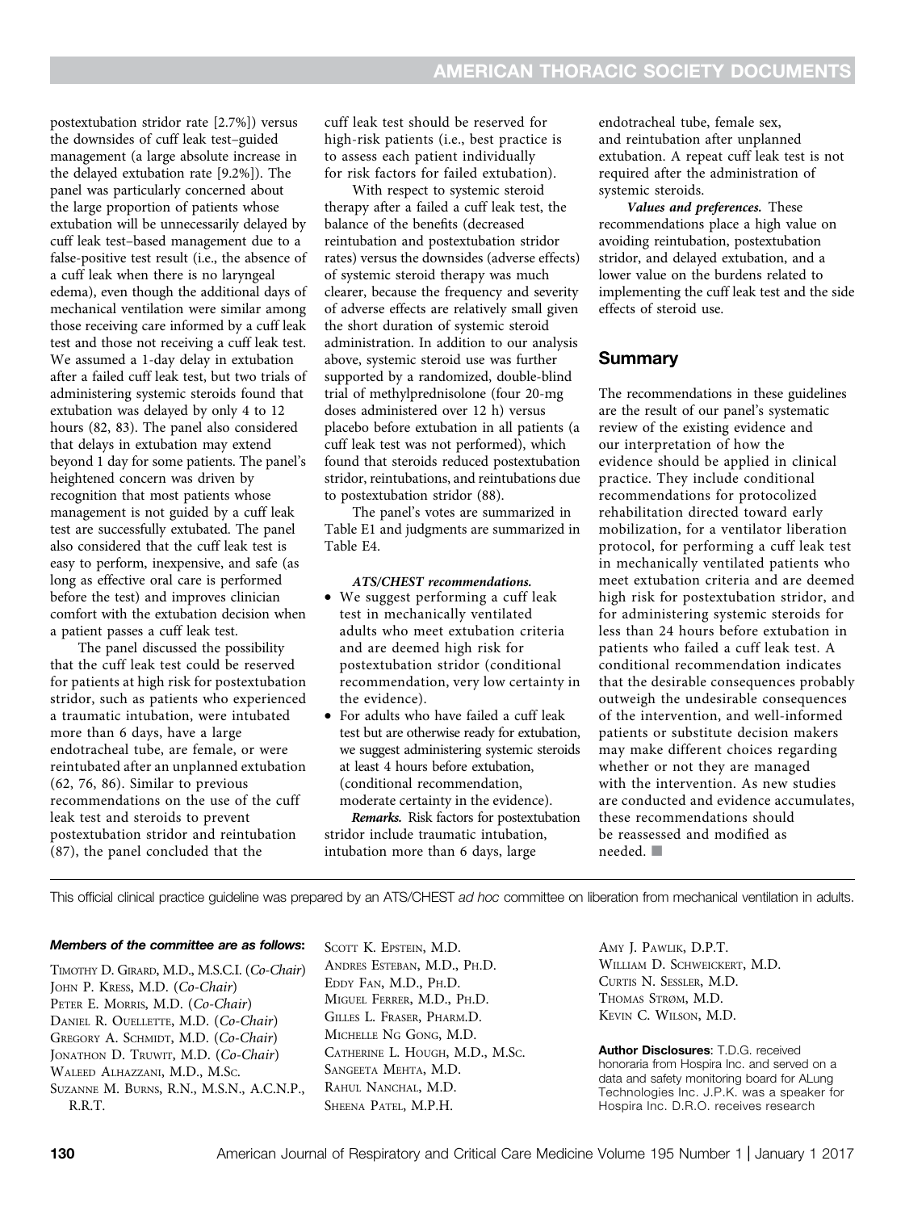postextubation stridor rate [2.7%]) versus the downsides of cuff leak test–guided management (a large absolute increase in the delayed extubation rate [9.2%]). The panel was particularly concerned about the large proportion of patients whose extubation will be unnecessarily delayed by cuff leak test–based management due to a false-positive test result (i.e., the absence of a cuff leak when there is no laryngeal edema), even though the additional days of mechanical ventilation were similar among those receiving care informed by a cuff leak test and those not receiving a cuff leak test. We assumed a 1-day delay in extubation after a failed cuff leak test, but two trials of administering systemic steroids found that extubation was delayed by only 4 to 12 hours (82, 83). The panel also considered that delays in extubation may extend beyond 1 day for some patients. The panel's heightened concern was driven by recognition that most patients whose management is not guided by a cuff leak test are successfully extubated. The panel also considered that the cuff leak test is easy to perform, inexpensive, and safe (as long as effective oral care is performed before the test) and improves clinician comfort with the extubation decision when a patient passes a cuff leak test.

The panel discussed the possibility that the cuff leak test could be reserved for patients at high risk for postextubation stridor, such as patients who experienced a traumatic intubation, were intubated more than 6 days, have a large endotracheal tube, are female, or were reintubated after an unplanned extubation (62, 76, 86). Similar to previous recommendations on the use of the cuff leak test and steroids to prevent postextubation stridor and reintubation (87), the panel concluded that the cuff leak test should be reserved for high-risk patients (i.e., best practice is to assess each patient individually for risk factors for failed extubation).

With respect to systemic steroid therapy after a failed a cuff leak test, the balance of the benefits (decreased reintubation and postextubation stridor rates) versus the downsides (adverse effects) of systemic steroid therapy was much clearer, because the frequency and severity of adverse effects are relatively small given the short duration of systemic steroid administration. In addition to our analysis above, systemic steroid use was further supported by a randomized, double-blind trial of methylprednisolone (four 20-mg doses administered over 12 h) versus placebo before extubation in all patients (a cuff leak test was not performed), which found that steroids reduced postextubation stridor, reintubations, and reintubations due to postextubation stridor (88).

The panel's votes are summarized in Table E1 and judgments are summarized in Table E4.

***ATS/CHEST recommendations.***

- We suggest performing a cuff leak test in mechanically ventilated adults who meet extubation criteria and are deemed high risk for postextubation stridor (conditional recommendation, very low certainty in the evidence).
- For adults who have failed a cuff leak test but are otherwise ready for extubation, we suggest administering systemic steroids at least 4 hours before extubation, (conditional recommendation, moderate certainty in the evidence).

***Remarks.*** Risk factors for postextubation stridor include traumatic intubation, intubation more than 6 days, large endotracheal tube, female sex, and reintubation after unplanned extubation. A repeat cuff leak test is not required after the administration of systemic steroids.

***Values and preferences.*** These recommendations place a high value on avoiding reintubation, postextubation stridor, and delayed extubation, and a lower value on the burdens related to implementing the cuff leak test and the side effects of steroid use.

## Summary

The recommendations in these guidelines are the result of our panel's systematic review of the existing evidence and our interpretation of how the evidence should be applied in clinical practice. They include conditional recommendations for protocolized rehabilitation directed toward early mobilization, for a ventilator liberation protocol, for performing a cuff leak test in mechanically ventilated patients who meet extubation criteria and are deemed high risk for postextubation stridor, and for administering systemic steroids for less than 24 hours before extubation in patients who failed a cuff leak test. A conditional recommendation indicates that the desirable consequences probably outweigh the undesirable consequences of the intervention, and well-informed patients or substitute decision makers may make different choices regarding whether or not they are managed with the intervention. As new studies are conducted and evidence accumulates, these recommendations should be reassessed and modified as needed. ■

---

This official clinical practice guideline was prepared by an ATS/CHEST *ad hoc* committee on liberation from mechanical ventilation in adults.

***Members of the committee are as follows:***

Timothy D. Girard, M.D., M.S.C.I. (*Co-Chair*)
John P. Kress, M.D. (*Co-Chair*)
Peter E. Morris, M.D. (*Co-Chair*)
Daniel R. Ouellette, M.D. (*Co-Chair*)
Gregory A. Schmidt, M.D. (*Co-Chair*)
Jonathon D. Truwit, M.D. (*Co-Chair*)
Waleed Alhazzani, M.D., M.Sc.
Suzanne M. Burns, R.N., M.S.N., A.C.N.P., R.R.T.
Scott K. Epstein, M.D.
Andres Esteban, M.D., Ph.D.
Eddy Fan, M.D., Ph.D.
Miguel Ferrer, M.D., Ph.D.
Gilles L. Fraser, Pharm.D.
Michelle Ng Gong, M.D.
Catherine L. Hough, M.D., M.Sc.
Sangeeta Mehta, M.D.
Rahul Nanchal, M.D.
Sheena Patel, M.P.H.
Amy J. Pawlik, D.P.T.
William D. Schweickert, M.D.
Curtis N. Sessler, M.D.
Thomas Strøm, M.D.
Kevin C. Wilson, M.D.

**Author Disclosures**: T.D.G. received honoraria from Hospira Inc. and served on a data and safety monitoring board for ALung Technologies Inc. J.P.K. was a speaker for Hospira Inc. D.R.O. receives research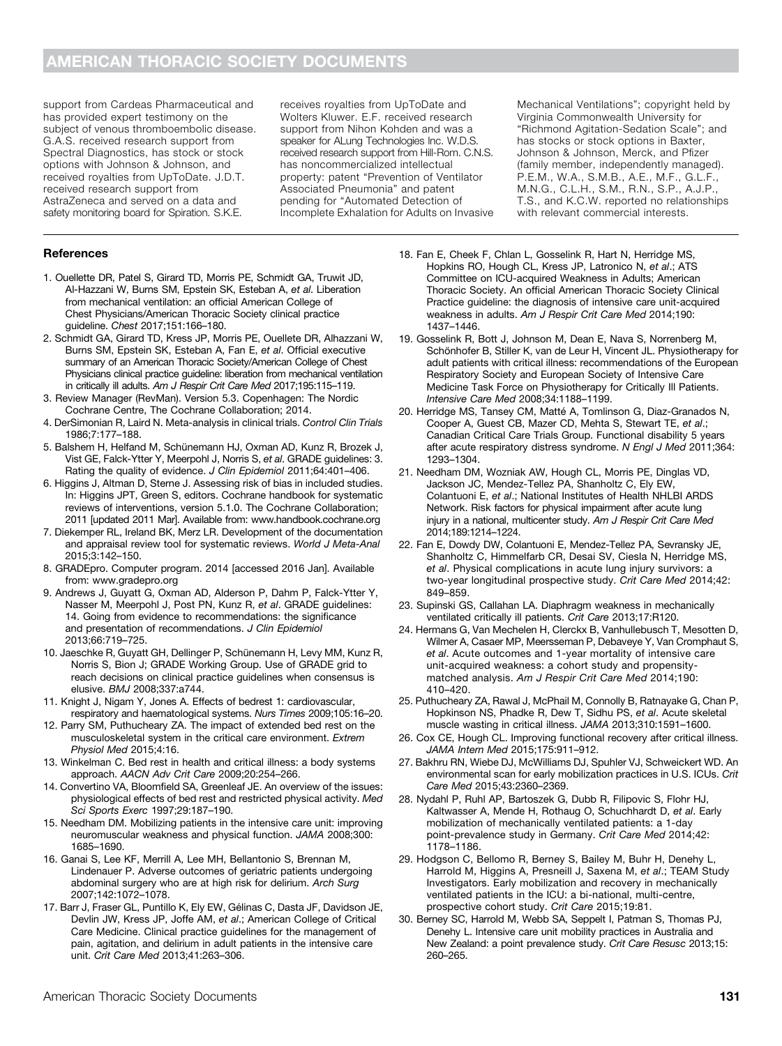support from Cardeas Pharmaceutical and has provided expert testimony on the subject of venous thromboembolic disease. G.A.S. received research support from Spectral Diagnostics, has stock or stock options with Johnson & Johnson, and received royalties from UpToDate. J.D.T. received research support from AstraZeneca and served on a data and safety monitoring board for Spiration. S.K.E. receives royalties from UpToDate and Wolters Kluwer. E.F. received research support from Nihon Kohden and was a speaker for ALung Technologies Inc. W.D.S. received research support from Hill-Rom. C.N.S. has noncommercialized intellectual property: patent "Prevention of Ventilator Associated Pneumonia" and patent pending for "Automated Detection of Incomplete Exhalation for Adults on Invasive Mechanical Ventilations"; copyright held by Virginia Commonwealth University for "Richmond Agitation-Sedation Scale"; and has stocks or stock options in Baxter, Johnson & Johnson, Merck, and Pfizer (family member, independently managed). P.E.M., W.A., S.M.B., A.E., M.F., G.L.F., M.N.G., C.L.H., S.M., R.N., S.P., A.J.P., T.S., and K.C.W. reported no relationships with relevant commercial interests.

## References

1. Ouellette DR, Patel S, Girard TD, Morris PE, Schmidt GA, Truwit JD, Al-Hazzani W, Burns SM, Epstein SK, Esteban A, *et al*. Liberation from mechanical ventilation: an official American College of Chest Physicians/American Thoracic Society clinical practice guideline. *Chest* 2017;151:166–180.
2. Schmidt GA, Girard TD, Kress JP, Morris PE, Ouellete DR, Alhazzani W, Burns SM, Epstein SK, Esteban A, Fan E, *et al*. Official executive summary of an American Thoracic Society/American College of Chest Physicians clinical practice guideline: liberation from mechanical ventilation in critically ill adults. *Am J Respir Crit Care Med* 2017;195:115–119.
3. Review Manager (RevMan). Version 5.3. Copenhagen: The Nordic Cochrane Centre, The Cochrane Collaboration; 2014.
4. DerSimonian R, Laird N. Meta-analysis in clinical trials. *Control Clin Trials* 1986;7:177–188.
5. Balshem H, Helfand M, Schünemann HJ, Oxman AD, Kunz R, Brozek J, Vist GE, Falck-Ytter Y, Meerpohl J, Norris S, *et al*. GRADE guidelines: 3. Rating the quality of evidence. *J Clin Epidemiol* 2011;64:401–406.
6. Higgins J, Altman D, Sterne J. Assessing risk of bias in included studies. In: Higgins JPT, Green S, editors. Cochrane handbook for systematic reviews of interventions, version 5.1.0. The Cochrane Collaboration; 2011 [updated 2011 Mar]. Available from: www.handbook.cochrane.org
7. Diekemper RL, Ireland BK, Merz LR. Development of the documentation and appraisal review tool for systematic reviews. *World J Meta-Anal* 2015;3:142–150.
8. GRADEpro. Computer program. 2014 [accessed 2016 Jan]. Available from: www.gradepro.org
9. Andrews J, Guyatt G, Oxman AD, Alderson P, Dahm P, Falck-Ytter Y, Nasser M, Meerpohl J, Post PN, Kunz R, *et al*. GRADE guidelines: 14. Going from evidence to recommendations: the significance and presentation of recommendations. *J Clin Epidemiol* 2013;66:719–725.
10. Jaeschke R, Guyatt GH, Dellinger P, Schünemann H, Levy MM, Kunz R, Norris S, Bion J; GRADE Working Group. Use of GRADE grid to reach decisions on clinical practice guidelines when consensus is elusive. *BMJ* 2008;337:a744.
11. Knight J, Nigam Y, Jones A. Effects of bedrest 1: cardiovascular, respiratory and haematological systems. *Nurs Times* 2009;105:16–20.
12. Parry SM, Puthucheary ZA. The impact of extended bed rest on the musculoskeletal system in the critical care environment. *Extrem Physiol Med* 2015;4:16.
13. Winkelman C. Bed rest in health and critical illness: a body systems approach. *AACN Adv Crit Care* 2009;20:254–266.
14. Convertino VA, Bloomfield SA, Greenleaf JE. An overview of the issues: physiological effects of bed rest and restricted physical activity. *Med Sci Sports Exerc* 1997;29:187–190.
15. Needham DM. Mobilizing patients in the intensive care unit: improving neuromuscular weakness and physical function. *JAMA* 2008;300: 1685–1690.
16. Ganai S, Lee KF, Merrill A, Lee MH, Bellantonio S, Brennan M, Lindenauer P. Adverse outcomes of geriatric patients undergoing abdominal surgery who are at high risk for delirium. *Arch Surg* 2007;142:1072–1078.
17. Barr J, Fraser GL, Puntillo K, Ely EW, Gélinas C, Dasta JF, Davidson JE, Devlin JW, Kress JP, Joffe AM, *et al*.; American College of Critical Care Medicine. Clinical practice guidelines for the management of pain, agitation, and delirium in adult patients in the intensive care unit. *Crit Care Med* 2013;41:263–306.
18. Fan E, Cheek F, Chlan L, Gosselink R, Hart N, Herridge MS, Hopkins RO, Hough CL, Kress JP, Latronico N, *et al*.; ATS Committee on ICU-acquired Weakness in Adults; American Thoracic Society. An official American Thoracic Society Clinical Practice guideline: the diagnosis of intensive care unit-acquired weakness in adults. *Am J Respir Crit Care Med* 2014;190: 1437–1446.
19. Gosselink R, Bott J, Johnson M, Dean E, Nava S, Norrenberg M, Schönhofer B, Stiller K, van de Leur H, Vincent JL. Physiotherapy for adult patients with critical illness: recommendations of the European Respiratory Society and European Society of Intensive Care Medicine Task Force on Physiotherapy for Critically Ill Patients. *Intensive Care Med* 2008;34:1188–1199.
20. Herridge MS, Tansey CM, Matté A, Tomlinson G, Diaz-Granados N, Cooper A, Guest CB, Mazer CD, Mehta S, Stewart TE, *et al*.; Canadian Critical Care Trials Group. Functional disability 5 years after acute respiratory distress syndrome. *N Engl J Med* 2011;364: 1293–1304.
21. Needham DM, Wozniak AW, Hough CL, Morris PE, Dinglas VD, Jackson JC, Mendez-Tellez PA, Shanholtz C, Ely EW, Colantuoni E, *et al*.; National Institutes of Health NHLBI ARDS Network. Risk factors for physical impairment after acute lung injury in a national, multicenter study. *Am J Respir Crit Care Med* 2014;189:1214–1224.
22. Fan E, Dowdy DW, Colantuoni E, Mendez-Tellez PA, Sevransky JE, Shanholtz C, Himmelfarb CR, Desai SV, Ciesla N, Herridge MS, *et al*. Physical complications in acute lung injury survivors: a two-year longitudinal prospective study. *Crit Care Med* 2014;42: 849–859.
23. Supinski GS, Callahan LA. Diaphragm weakness in mechanically ventilated critically ill patients. *Crit Care* 2013;17:R120.
24. Hermans G, Van Mechelen H, Clerckx B, Vanhullebusch T, Mesotten D, Wilmer A, Casaer MP, Meersseman P, Debaveye Y, Van Cromphaut S, *et al*. Acute outcomes and 1-year mortality of intensive care unit-acquired weakness: a cohort study and propensity-matched analysis. *Am J Respir Crit Care Med* 2014;190: 410–420.
25. Puthucheary ZA, Rawal J, McPhail M, Connolly B, Ratnayake G, Chan P, Hopkinson NS, Phadke R, Dew T, Sidhu PS, *et al*. Acute skeletal muscle wasting in critical illness. *JAMA* 2013;310:1591–1600.
26. Cox CE, Hough CL. Improving functional recovery after critical illness. *JAMA Intern Med* 2015;175:911–912.
27. Bakhru RN, Wiebe DJ, McWilliams DJ, Spuhler VJ, Schweickert WD. An environmental scan for early mobilization practices in U.S. ICUs. *Crit Care Med* 2015;43:2360–2369.
28. Nydahl P, Ruhl AP, Bartoszek G, Dubb R, Filipovic S, Flohr HJ, Kaltwasser A, Mende H, Rothaug O, Schuchhardt D, *et al*. Early mobilization of mechanically ventilated patients: a 1-day point-prevalence study in Germany. *Crit Care Med* 2014;42: 1178–1186.
29. Hodgson C, Bellomo R, Berney S, Bailey M, Buhr H, Denehy L, Harrold M, Higgins A, Presneill J, Saxena M, *et al*.; TEAM Study Investigators. Early mobilization and recovery in mechanically ventilated patients in the ICU: a bi-national, multi-centre, prospective cohort study. *Crit Care* 2015;19:81.
30. Berney SC, Harrold M, Webb SA, Seppelt I, Patman S, Thomas PJ, Denehy L. Intensive care unit mobility practices in Australia and New Zealand: a point prevalence study. *Crit Care Resusc* 2013;15: 260–265.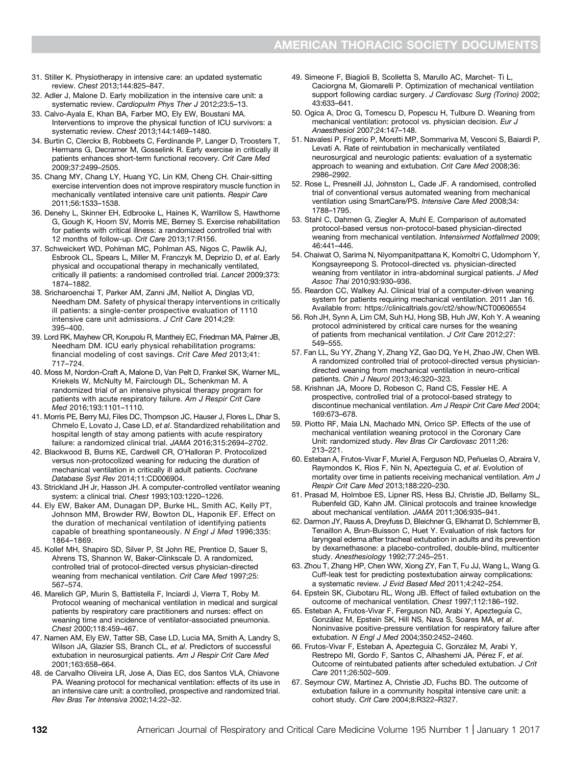31. Stiller K. Physiotherapy in intensive care: an updated systematic review. *Chest* 2013;144:825–847.
32. Adler J, Malone D. Early mobilization in the intensive care unit: a systematic review. *Cardiopulm Phys Ther J* 2012;23:5–13.
33. Calvo-Ayala E, Khan BA, Farber MO, Ely EW, Boustani MA. Interventions to improve the physical function of ICU survivors: a systematic review. *Chest* 2013;144:1469–1480.
34. Burtin C, Clerckx B, Robbeets C, Ferdinande P, Langer D, Troosters T, Hermans G, Decramer M, Gosselink R. Early exercise in critically ill patients enhances short-term functional recovery. *Crit Care Med* 2009;37:2499–2505.
35. Chang MY, Chang LY, Huang YC, Lin KM, Cheng CH. Chair-sitting exercise intervention does not improve respiratory muscle function in mechanically ventilated intensive care unit patients. *Respir Care* 2011;56:1533–1538.
36. Denehy L, Skinner EH, Edbrooke L, Haines K, Warrillow S, Hawthorne G, Gough K, Hoorn SV, Morris ME, Berney S. Exercise rehabilitation for patients with critical illness: a randomized controlled trial with 12 months of follow-up. *Crit Care* 2013;17:R156.
37. Schweickert WD, Pohlman MC, Pohlman AS, Nigos C, Pawlik AJ, Esbrook CL, Spears L, Miller M, Franczyk M, Deprizio D, *et al*. Early physical and occupational therapy in mechanically ventilated, critically ill patients: a randomised controlled trial. *Lancet* 2009;373:1874–1882.
38. Sricharoenchai T, Parker AM, Zanni JM, Nelliot A, Dinglas VD, Needham DM. Safety of physical therapy interventions in critically ill patients: a single-center prospective evaluation of 1110 intensive care unit admissions. *J Crit Care* 2014;29:395–400.
39. Lord RK, Mayhew CR, Korupolu R, Mantheiy EC, Friedman MA, Palmer JB, Needham DM. ICU early physical rehabilitation programs: financial modeling of cost savings. *Crit Care Med* 2013;41:717–724.
40. Moss M, Nordon-Craft A, Malone D, Van Pelt D, Frankel SK, Warner ML, Kriekels W, McNulty M, Fairclough DL, Schenkman M. A randomized trial of an intensive physical therapy program for patients with acute respiratory failure. *Am J Respir Crit Care Med* 2016;193:1101–1110.
41. Morris PE, Berry MJ, Files DC, Thompson JC, Hauser J, Flores L, Dhar S, Chmelo E, Lovato J, Case LD, *et al*. Standardized rehabilitation and hospital length of stay among patients with acute respiratory failure: a randomized clinical trial. *JAMA* 2016;315:2694–2702.
42. Blackwood B, Burns KE, Cardwell CR, O'Halloran P. Protocolized versus non-protocolized weaning for reducing the duration of mechanical ventilation in critically ill adult patients. *Cochrane Database Syst Rev* 2014;11:CD006904.
43. Strickland JH Jr, Hasson JH. A computer-controlled ventilator weaning system: a clinical trial. *Chest* 1993;103:1220–1226.
44. Ely EW, Baker AM, Dunagan DP, Burke HL, Smith AC, Kelly PT, Johnson MM, Browder RW, Bowton DL, Haponik EF. Effect on the duration of mechanical ventilation of identifying patients capable of breathing spontaneously. *N Engl J Med* 1996;335:1864–1869.
45. Kollef MH, Shapiro SD, Silver P, St John RE, Prentice D, Sauer S, Ahrens TS, Shannon W, Baker-Clinkscale D. A randomized, controlled trial of protocol-directed versus physician-directed weaning from mechanical ventilation. *Crit Care Med* 1997;25:567–574.
46. Marelich GP, Murin S, Battistella F, Inciardi J, Vierra T, Roby M. Protocol weaning of mechanical ventilation in medical and surgical patients by respiratory care practitioners and nurses: effect on weaning time and incidence of ventilator-associated pneumonia. *Chest* 2000;118:459–467.
47. Namen AM, Ely EW, Tatter SB, Case LD, Lucia MA, Smith A, Landry S, Wilson JA, Glazier SS, Branch CL, *et al*. Predictors of successful extubation in neurosurgical patients. *Am J Respir Crit Care Med* 2001;163:658–664.
48. de Carvalho Oliveira LR, Jose A, Dias EC, dos Santos VLA, Chiavone PA. Weaning protocol for mechanical ventilation: effects of its use in an intensive care unit: a controlled, prospective and randomized trial. *Rev Bras Ter Intensiva* 2002;14:22–32.
49. Simeone F, Biagioli B, Scolletta S, Marullo AC, Marchet- Ti L, Caciorgna M, Giomarelli P. Optimization of mechanical ventilation support following cardiac surgery. *J Cardiovasc Surg (Torino)* 2002;43:633–641.
50. Ogica A, Droc G, Tomescu D, Popescu H, Tulbure D. Weaning from mechanical ventilation: protocol vs. physician decision. *Eur J Anaesthesiol* 2007;24:147–148.
51. Navalesi P, Frigerio P, Moretti MP, Sommariva M, Vesconi S, Baiardi P, Levati A. Rate of reintubation in mechanically ventilated neurosurgical and neurologic patients: evaluation of a systematic approach to weaning and extubation. *Crit Care Med* 2008;36:2986–2992.
52. Rose L, Presneill JJ, Johnston L, Cade JF. A randomised, controlled trial of conventional versus automated weaning from mechanical ventilation using SmartCare/PS. *Intensive Care Med* 2008;34:1788–1795.
53. Stahl C, Dahmen G, Ziegler A, Muhl E. Comparison of automated protocol-based versus non-protocol-based physician-directed weaning from mechanical ventilation. *Intensivmed Notfallmed* 2009;46:441–446.
54. Chaiwat O, Sarima N, Niyompanitpattana K, Komoltri C, Udomphorn Y, Kongsayreepong S. Protocol-directed vs. physician-directed weaning from ventilator in intra-abdominal surgical patients. *J Med Assoc Thai* 2010;93:930–936.
55. Reardon CC, Walkey AJ. Clinical trial of a computer-driven weaning system for patients requiring mechanical ventilation. 2011 Jan 16. Available from: https://clinicaltrials.gov/ct2/show/NCT00606554
56. Roh JH, Synn A, Lim CM, Suh HJ, Hong SB, Huh JW, Koh Y. A weaning protocol administered by critical care nurses for the weaning of patients from mechanical ventilation. *J Crit Care* 2012;27:549–555.
57. Fan LL, Su YY, Zhang Y, Zhang YZ, Gao DQ, Ye H, Zhao JW, Chen WB. A randomized controlled trial of protocol-directed versus physician-directed weaning from mechanical ventilation in neuro-critical patients. *Chin J Neurol* 2013;46:320–323.
58. Krishnan JA, Moore D, Robeson C, Rand CS, Fessler HE. A prospective, controlled trial of a protocol-based strategy to discontinue mechanical ventilation. *Am J Respir Crit Care Med* 2004;169:673–678.
59. Piotto RF, Maia LN, Machado MN, Orrico SP. Effects of the use of mechanical ventilation weaning protocol in the Coronary Care Unit: randomized study. *Rev Bras Cir Cardiovasc* 2011;26:213–221.
60. Esteban A, Frutos-Vivar F, Muriel A, Ferguson ND, Peñuelas O, Abraira V, Raymondos K, Rios F, Nin N, Apezteguía C, *et al*. Evolution of mortality over time in patients receiving mechanical ventilation. *Am J Respir Crit Care Med* 2013;188:220–230.
61. Prasad M, Holmboe ES, Lipner RS, Hess BJ, Christie JD, Bellamy SL, Rubenfeld GD, Kahn JM. Clinical protocols and trainee knowledge about mechanical ventilation. *JAMA* 2011;306:935–941.
62. Darmon JY, Rauss A, Dreyfuss D, Bleichner G, Elkharrat D, Schlemmer B, Tenaillon A, Brun-Buisson C, Huet Y. Evaluation of risk factors for laryngeal edema after tracheal extubation in adults and its prevention by dexamethasone: a placebo-controlled, double-blind, multicenter study. *Anesthesiology* 1992;77:245–251.
63. Zhou T, Zhang HP, Chen WW, Xiong ZY, Fan T, Fu JJ, Wang L, Wang G. Cuff-leak test for predicting postextubation airway complications: a systematic review. *J Evid Based Med* 2011;4:242–254.
64. Epstein SK, Ciubotaru RL, Wong JB. Effect of failed extubation on the outcome of mechanical ventilation. *Chest* 1997;112:186–192.
65. Esteban A, Frutos-Vivar F, Ferguson ND, Arabi Y, Apezteguía C, González M, Epstein SK, Hill NS, Nava S, Soares MA, *et al*. Noninvasive positive-pressure ventilation for respiratory failure after extubation. *N Engl J Med* 2004;350:2452–2460.
66. Frutos-Vivar F, Esteban A, Apezteguia C, González M, Arabi Y, Restrepo MI, Gordo F, Santos C, Alhashemi JA, Pérez F, *et al*. Outcome of reintubated patients after scheduled extubation. *J Crit Care* 2011;26:502–509.
67. Seymour CW, Martinez A, Christie JD, Fuchs BD. The outcome of extubation failure in a community hospital intensive care unit: a cohort study. *Crit Care* 2004;8:R322–R327.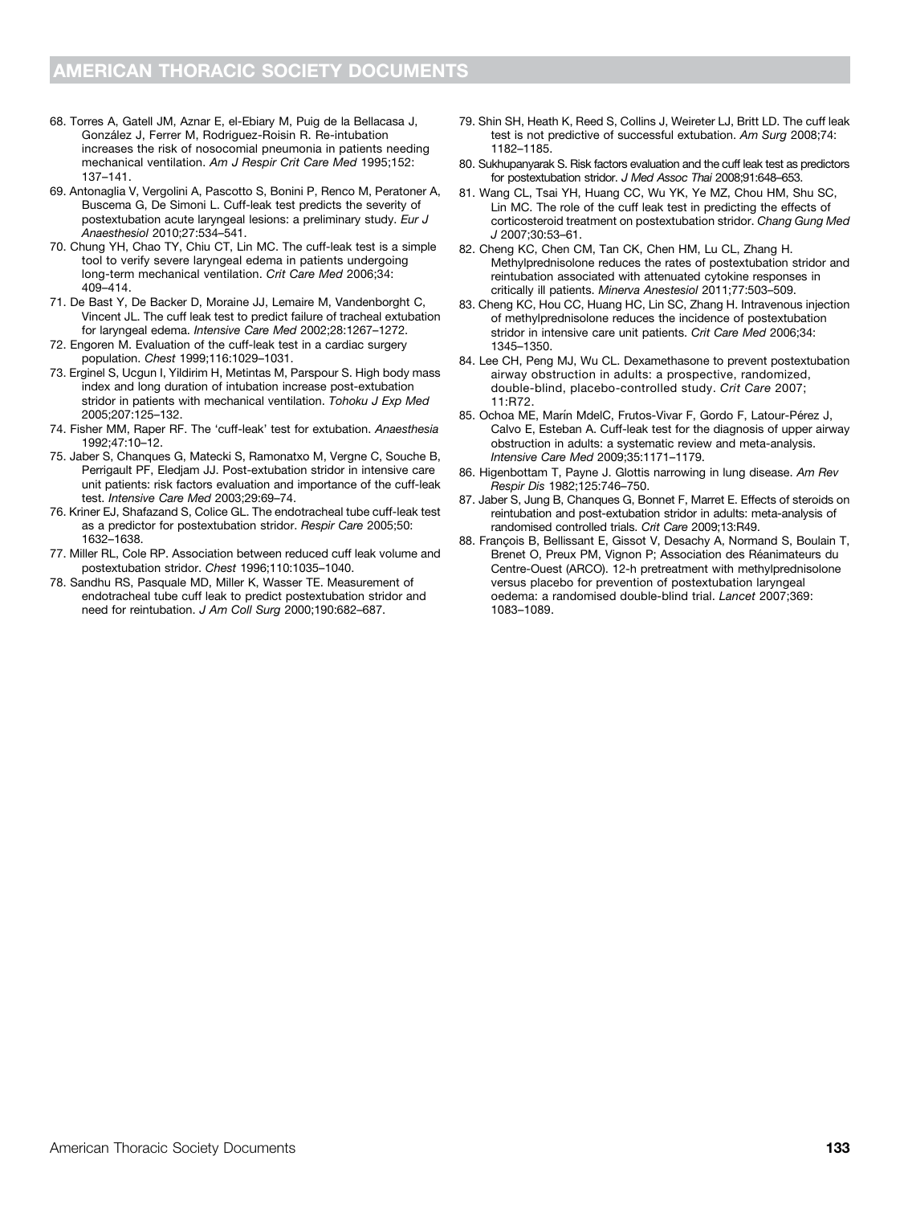68. Torres A, Gatell JM, Aznar E, el-Ebiary M, Puig de la Bellacasa J, González J, Ferrer M, Rodriguez-Roisin R. Re-intubation increases the risk of nosocomial pneumonia in patients needing mechanical ventilation. *Am J Respir Crit Care Med* 1995;152: 137–141.
69. Antonaglia V, Vergolini A, Pascotto S, Bonini P, Renco M, Peratoner A, Buscema G, De Simoni L. Cuff-leak test predicts the severity of postextubation acute laryngeal lesions: a preliminary study. *Eur J Anaesthesiol* 2010;27:534–541.
70. Chung YH, Chao TY, Chiu CT, Lin MC. The cuff-leak test is a simple tool to verify severe laryngeal edema in patients undergoing long-term mechanical ventilation. *Crit Care Med* 2006;34: 409–414.
71. De Bast Y, De Backer D, Moraine JJ, Lemaire M, Vandenborghit C, Vincent JL. The cuff leak test to predict failure of tracheal extubation for laryngeal edema. *Intensive Care Med* 2002;28:1267–1272.
72. Engoren M. Evaluation of the cuff-leak test in a cardiac surgery population. *Chest* 1999;116:1029–1031.
73. Erginel S, Ucgun I, Yildirim H, Metintas M, Parspour S. High body mass index and long duration of intubation increase post-extubation stridor in patients with mechanical ventilation. *Tohoku J Exp Med* 2005;207:125–132.
74. Fisher MM, Raper RF. The 'cuff-leak' test for extubation. *Anaesthesia* 1992;47:10–12.
75. Jaber S, Chanques G, Matecki S, Ramonatxo M, Vergne C, Souche B, Perrigault PF, Eledjam JJ. Post-extubation stridor in intensive care unit patients: risk factors evaluation and importance of the cuff-leak test. *Intensive Care Med* 2003;29:69–74.
76. Kriner EJ, Shafazand S, Colice GL. The endotracheal tube cuff-leak test as a predictor for postextubation stridor. *Respir Care* 2005;50: 1632–1638.
77. Miller RL, Cole RP. Association between reduced cuff leak volume and postextubation stridor. *Chest* 1996;110:1035–1040.
78. Sandhu RS, Pasquale MD, Miller K, Wasser TE. Measurement of endotracheal tube cuff leak to predict postextubation stridor and need for reintubation. *J Am Coll Surg* 2000;190:682–687.
79. Shin SH, Heath K, Reed S, Collins J, Weireter LJ, Britt LD. The cuff leak test is not predictive of successful extubation. *Am Surg* 2008;74: 1182–1185.
80. Sukhupanyarak S. Risk factors evaluation and the cuff leak test as predictors for postextubation stridor. *J Med Assoc Thai* 2008;91:648–653.
81. Wang CL, Tsai YH, Huang CC, Wu YK, Ye MZ, Chou HM, Shu SC, Lin MC. The role of the cuff leak test in predicting the effects of corticosteroid treatment on postextubation stridor. *Chang Gung Med J* 2007;30:53–61.
82. Cheng KC, Chen CM, Tan CK, Chen HM, Lu CL, Zhang H. Methylprednisolone reduces the rates of postextubation stridor and reintubation associated with attenuated cytokine responses in critically ill patients. *Minerva Anestesiol* 2011;77:503–509.
83. Cheng KC, Hou CC, Huang HC, Lin SC, Zhang H. Intravenous injection of methylprednisolone reduces the incidence of postextubation stridor in intensive care unit patients. *Crit Care Med* 2006;34: 1345–1350.
84. Lee CH, Peng MJ, Wu CL. Dexamethasone to prevent postextubation airway obstruction in adults: a prospective, randomized, double-blind, placebo-controlled study. *Crit Care* 2007; 11:R72.
85. Ochoa ME, Marín MdelC, Frutos-Vivar F, Gordo F, Latour-Pérez J, Calvo E, Esteban A. Cuff-leak test for the diagnosis of upper airway obstruction in adults: a systematic review and meta-analysis. *Intensive Care Med* 2009;35:1171–1179.
86. Higenbottam T, Payne J. Glottis narrowing in lung disease. *Am Rev Respir Dis* 1982;125:746–750.
87. Jaber S, Jung B, Chanques G, Bonnet F, Marret E. Effects of steroids on reintubation and post-extubation stridor in adults: meta-analysis of randomised controlled trials. *Crit Care* 2009;13:R49.
88. François B, Bellissant E, Gissot V, Desachy A, Normand S, Boulain T, Brenet O, Preux PM, Vignon P; Association des Réanimateurs du Centre-Ouest (ARCO). 12-h pretreatment with methylprednisolone versus placebo for prevention of postextubation laryngeal oedema: a randomised double-blind trial. *Lancet* 2007;369: 1083–1089.